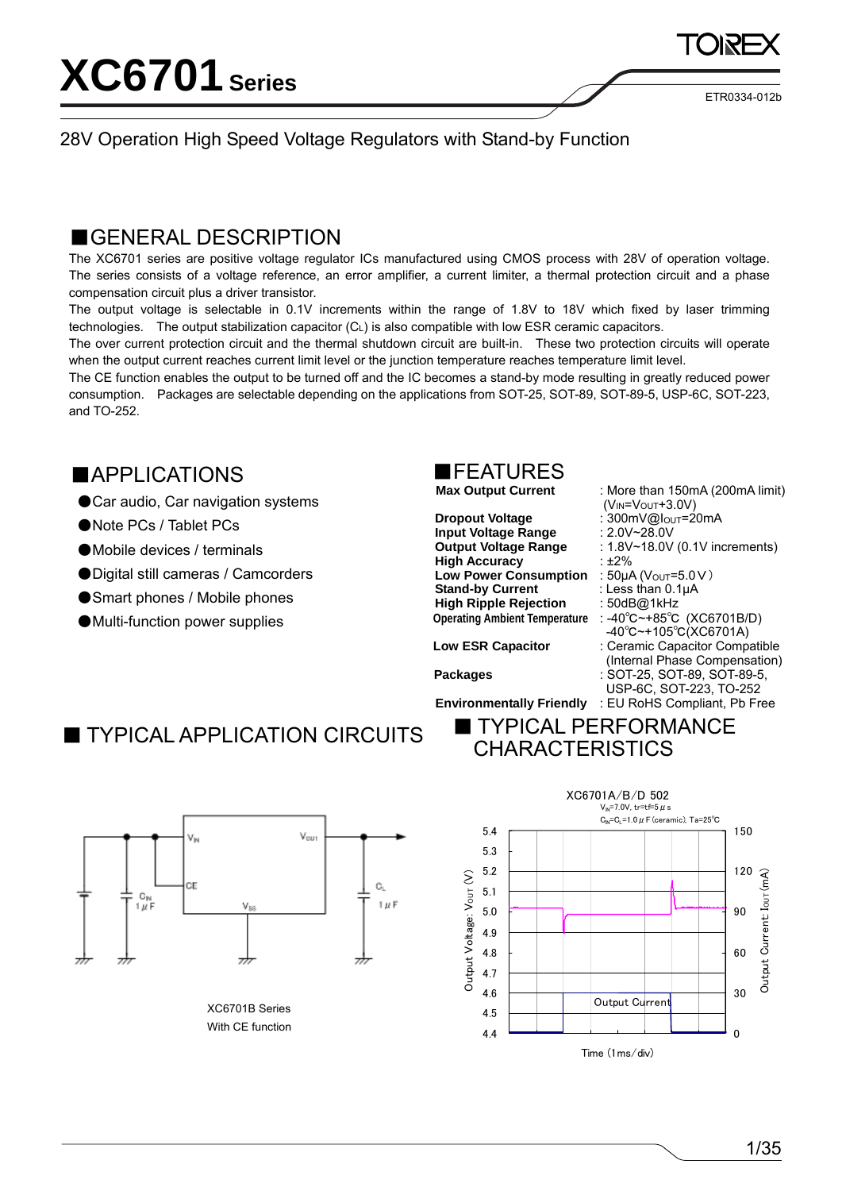# XC6701 Series

ETR0334-012b

28V Operation High Speed Voltage Regulators with Stand-by Function

## ■GENERAL DESCRIPTION

The XC6701 series are positive voltage regulator ICs manufactured using CMOS process with 28V of operation voltage. The series consists of a voltage reference, an error amplifier, a current limiter, a thermal protection circuit and a phase compensation circuit plus a driver transistor.

The output voltage is selectable in 0.1V increments within the range of 1.8V to 18V which fixed by laser trimming technologies. The output stabilization capacitor ($C_L$) is also compatible with low ESR ceramic capacitors.

The over current protection circuit and the thermal shutdown circuit are built-in. These two protection circuits will operate when the output current reaches current limit level or the junction temperature reaches temperature limit level.

The CE function enables the output to be turned off and the IC becomes a stand-by mode resulting in greatly reduced power consumption. Packages are selectable depending on the applications from SOT-25, SOT-89, SOT-89-5, USP-6C, SOT-223, and TO-252.

## ■APPLICATIONS

- ●Car audio, Car navigation systems
- ●Note PCs / Tablet PCs
- ●Mobile devices / terminals
- ●Digital still cameras / Camcorders
- ●Smart phones / Mobile phones
- ●Multi-function power supplies

## ■FEATURES

| | |
|---|---|
| **Max Output Current** | : More than 150mA (200mA limit) ($V_{IN}=V_{OUT}+3.0V$) |
| **Dropout Voltage** | : 300mV@$I_{OUT}$=20mA |
| **Input Voltage Range** | : 2.0V~28.0V |
| **Output Voltage Range** | : 1.8V~18.0V (0.1V increments) |
| **High Accuracy** | : ±2% |
| **Low Power Consumption** | : 50μA ($V_{OUT}$=5.0V) |
| **Stand-by Current** | : Less than 0.1μA |
| **High Ripple Rejection** | : 50dB@1kHz |
| **Operating Ambient Temperature** | : -40℃~+85℃ (XC6701B/D) -40℃~+105℃(XC6701A) |
| **Low ESR Capacitor** | : Ceramic Capacitor Compatible (Internal Phase Compensation) |
| **Packages** | : SOT-25, SOT-89, SOT-89-5, USP-6C, SOT-223, TO-252 |
| **Environmentally Friendly** | : EU RoHS Compliant, Pb Free |

## ■ TYPICAL APPLICATION CIRCUITS

XC6701B Series
With CE function

## ■ TYPICAL PERFORMANCE CHARACTERISTICS

XC6701A/B/D 502
$V_{IN}$=7.0V, tr=tf=5μs
$C_{IN}=C_L$=1.0μF (ceramic), Ta=25℃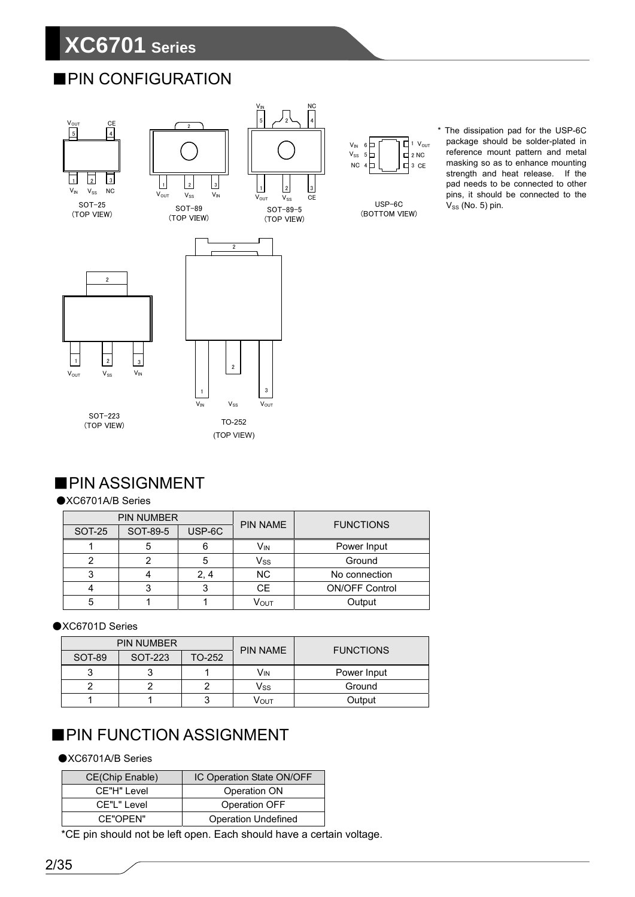## ■PIN CONFIGURATION

SOT-25 (TOP VIEW)

SOT-89 (TOP VIEW)

SOT-89-5 (TOP VIEW)

USP-6C (BOTTOM VIEW)

* The dissipation pad for the USP-6C package should be solder-plated in reference mount pattern and metal masking so as to enhance mounting strength and heat release. If the pad needs to be connected to other pins, it should be connected to the $V_{SS}$ (No. 5) pin.

SOT-223 (TOP VIEW)

TO-252 (TOP VIEW)

## ■PIN ASSIGNMENT

●XC6701A/B Series

| PIN NUMBER | | | PIN NAME | FUNCTIONS |
|---|---|---|---|---|
| SOT-25 | SOT-89-5 | USP-6C | | |
| 1 | 5 | 6 | $V_{IN}$ | Power Input |
| 2 | 2 | 5 | $V_{SS}$ | Ground |
| 3 | 4 | 2, 4 | NC | No connection |
| 4 | 3 | 3 | CE | ON/OFF Control |
| 5 | 1 | 1 | $V_{OUT}$ | Output |

●XC6701D Series

| PIN NUMBER | | | PIN NAME | FUNCTIONS |
|---|---|---|---|---|
| SOT-89 | SOT-223 | TO-252 | | |
| 3 | 3 | 1 | $V_{IN}$ | Power Input |
| 2 | 2 | 2 | $V_{SS}$ | Ground |
| 1 | 1 | 3 | $V_{OUT}$ | Output |

## ■PIN FUNCTION ASSIGNMENT

●XC6701A/B Series

| CE(Chip Enable) | IC Operation State ON/OFF |
|---|---|
| CE"H" Level | Operation ON |
| CE"L" Level | Operation OFF |
| CE"OPEN" | Operation Undefined |

*CE pin should not be left open. Each should have a certain voltage.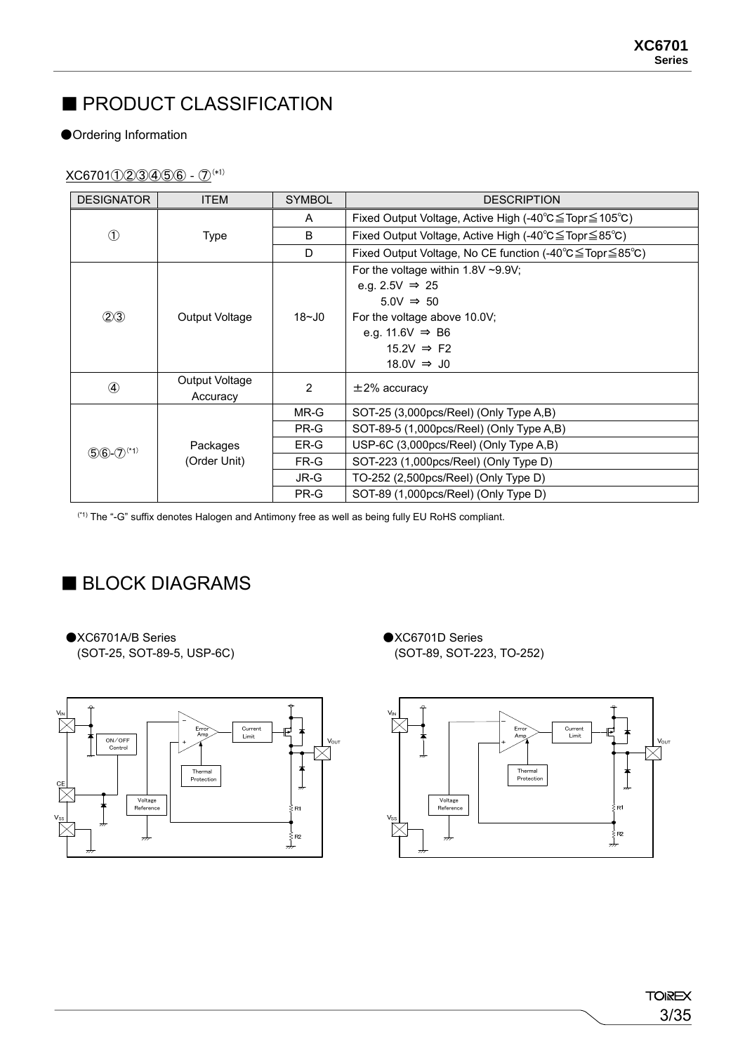## ■ PRODUCT CLASSIFICATION

●Ordering Information

XC6701①②③④⑤⑥ - ⑦[*1]

| DESIGNATOR | ITEM | SYMBOL | DESCRIPTION |
|---|---|---|---|
| ① | Type | A | Fixed Output Voltage, Active High (-40℃≦Topr≦105℃) |
| | | B | Fixed Output Voltage, Active High (-40℃≦Topr≦85℃) |
| | | D | Fixed Output Voltage, No CE function (-40℃≦Topr≦85℃) |
| ②③ | Output Voltage | 18~J0 | For the voltage within 1.8V ~9.9V;<br>e.g. 2.5V ⇒ 25<br>5.0V ⇒ 50<br>For the voltage above 10.0V;<br>e.g. 11.6V ⇒ B6<br>15.2V ⇒ F2<br>18.0V ⇒ J0 |
| ④ | Output Voltage Accuracy | 2 | ±2% accuracy |
| ⑤⑥-⑦[*1] | Packages (Order Unit) | MR-G | SOT-25 (3,000pcs/Reel) (Only Type A,B) |
| | | PR-G | SOT-89-5 (1,000pcs/Reel) (Only Type A,B) |
| | | ER-G | USP-6C (3,000pcs/Reel) (Only Type A,B) |
| | | FR-G | SOT-223 (1,000pcs/Reel) (Only Type D) |
| | | JR-G | TO-252 (2,500pcs/Reel) (Only Type D) |
| | | PR-G | SOT-89 (1,000pcs/Reel) (Only Type D) |

[*1] The "-G" suffix denotes Halogen and Antimony free as well as being fully EU RoHS compliant.

## ■ BLOCK DIAGRAMS

●XC6701A/B Series
(SOT-25, SOT-89-5, USP-6C)

●XC6701D Series
(SOT-89, SOT-223, TO-252)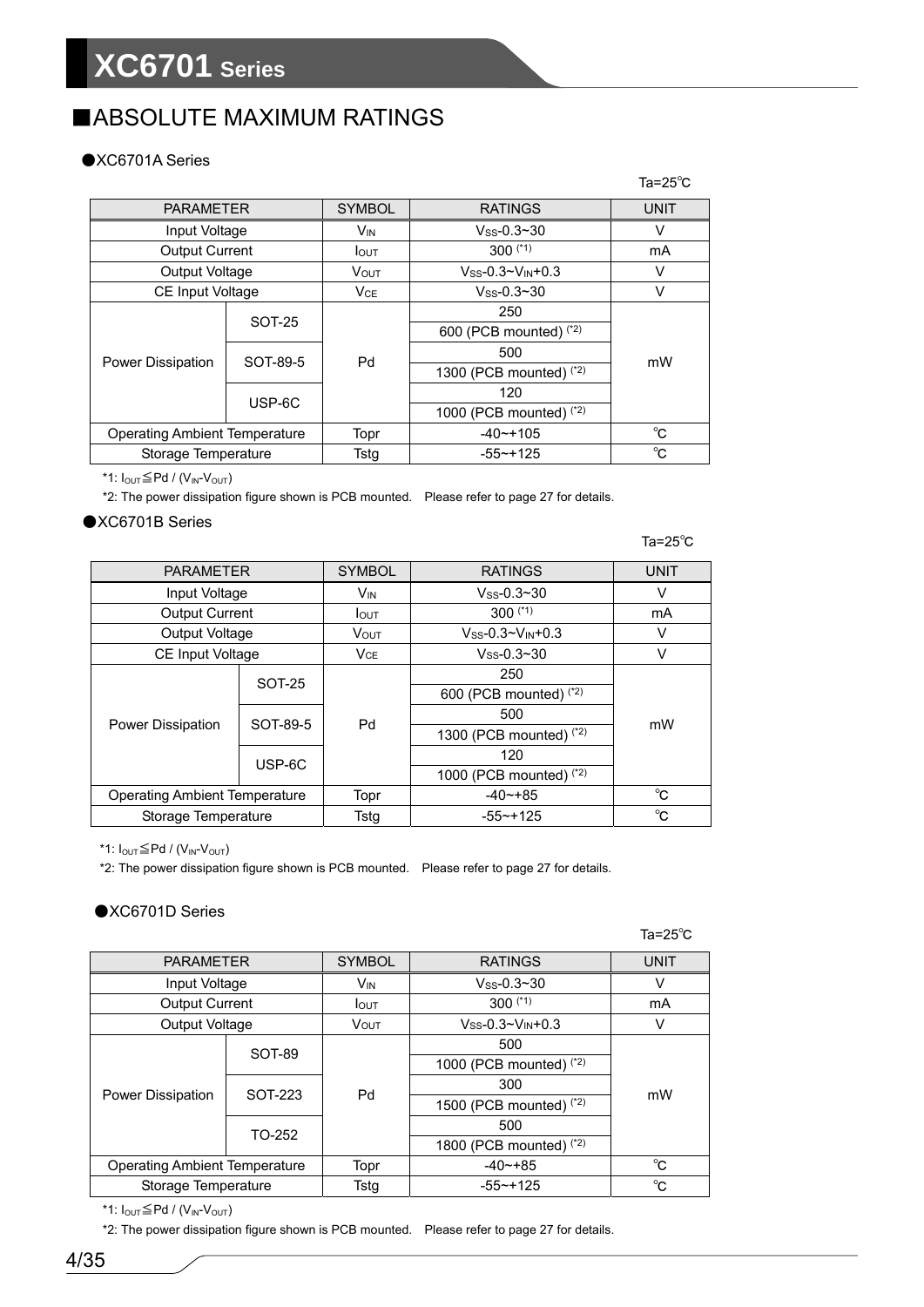## ■ABSOLUTE MAXIMUM RATINGS

### ●XC6701A Series

Ta=25℃

| PARAMETER | | SYMBOL | RATINGS | UNIT |
|---|---|---|---|---|
| Input Voltage | | $V_{IN}$ | $V_{SS}$-0.3~30 | V |
| Output Current | | $I_{OUT}$ | 300 (*1) | mA |
| Output Voltage | | $V_{OUT}$ | $V_{SS}$-0.3~$V_{IN}$+0.3 | V |
| CE Input Voltage | | $V_{CE}$ | $V_{SS}$-0.3~30 | V |
| Power Dissipation | SOT-25 | Pd | 250 | mW |
| | | | 600 (PCB mounted) (*2) | |
| | SOT-89-5 | | 500 | |
| | | | 1300 (PCB mounted) (*2) | |
| | USP-6C | | 120 | |
| | | | 1000 (PCB mounted) (*2) | |
| Operating Ambient Temperature | | Topr | -40~+105 | ℃ |
| Storage Temperature | | Tstg | -55~+125 | ℃ |

*1: $I_{OUT}$≦Pd / ($V_{IN}$-$V_{OUT}$)

*2: The power dissipation figure shown is PCB mounted. Please refer to page 27 for details.

### ●XC6701B Series

Ta=25℃

| PARAMETER | | SYMBOL | RATINGS | UNIT |
|---|---|---|---|---|
| Input Voltage | | $V_{IN}$ | $V_{SS}$-0.3~30 | V |
| Output Current | | $I_{OUT}$ | 300 (*1) | mA |
| Output Voltage | | $V_{OUT}$ | $V_{SS}$-0.3~$V_{IN}$+0.3 | V |
| CE Input Voltage | | $V_{CE}$ | $V_{SS}$-0.3~30 | V |
| Power Dissipation | SOT-25 | Pd | 250 | mW |
| | | | 600 (PCB mounted) (*2) | |
| | SOT-89-5 | | 500 | |
| | | | 1300 (PCB mounted) (*2) | |
| | USP-6C | | 120 | |
| | | | 1000 (PCB mounted) (*2) | |
| Operating Ambient Temperature | | Topr | -40~+85 | ℃ |
| Storage Temperature | | Tstg | -55~+125 | ℃ |

*1: $I_{OUT}$≦Pd / ($V_{IN}$-$V_{OUT}$)

*2: The power dissipation figure shown is PCB mounted. Please refer to page 27 for details.

### ●XC6701D Series

Ta=25℃

| PARAMETER | | SYMBOL | RATINGS | UNIT |
|---|---|---|---|---|
| Input Voltage | | $V_{IN}$ | $V_{SS}$-0.3~30 | V |
| Output Current | | $I_{OUT}$ | 300 (*1) | mA |
| Output Voltage | | $V_{OUT}$ | $V_{SS}$-0.3~$V_{IN}$+0.3 | V |
| Power Dissipation | SOT-89 | Pd | 500 | mW |
| | | | 1000 (PCB mounted) (*2) | |
| | SOT-223 | | 300 | |
| | | | 1500 (PCB mounted) (*2) | |
| | TO-252 | | 500 | |
| | | | 1800 (PCB mounted) (*2) | |
| Operating Ambient Temperature | | Topr | -40~+85 | ℃ |
| Storage Temperature | | Tstg | -55~+125 | ℃ |

*1: $I_{OUT}$≦Pd / ($V_{IN}$-$V_{OUT}$)

*2: The power dissipation figure shown is PCB mounted. Please refer to page 27 for details.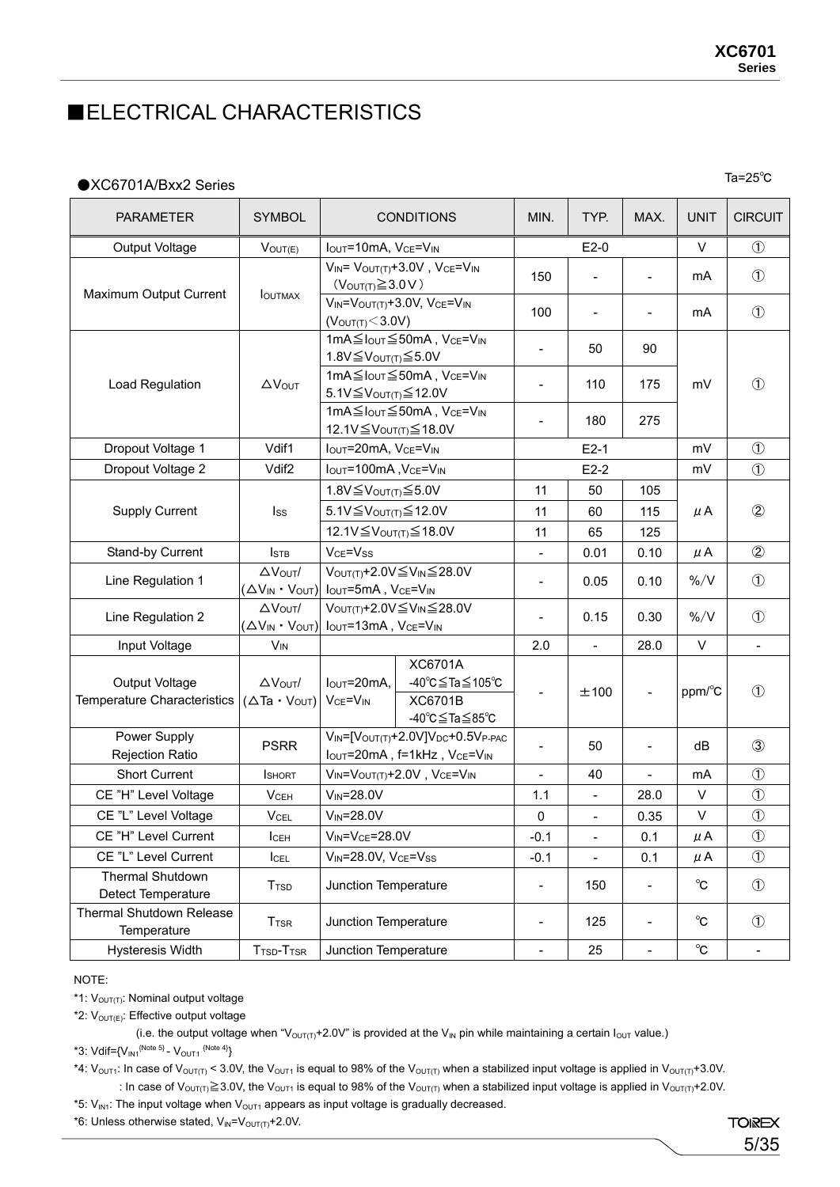# ■ELECTRICAL CHARACTERISTICS

●XC6701A/Bxx2 Series

Ta=25℃

| PARAMETER | SYMBOL | CONDITIONS | | MIN. | TYP. | MAX. | UNIT | CIRCUIT |
|---|---|---|---|---|---|---|---|---|
| Output Voltage | $V_{OUT(E)}$ | $I_{OUT}$=10mA, $V_{CE}$=$V_{IN}$ | | | E2-0 | | V | ① |
| Maximum Output Current | $I_{OUTMAX}$ | $V_{IN}$= $V_{OUT(T)}$+3.0V , $V_{CE}$=$V_{IN}$ ($V_{OUT(T)}$≧3.0V) | | 150 | - | - | mA | ① |
| | | $V_{IN}$=$V_{OUT(T)}$+3.0V, $V_{CE}$=$V_{IN}$ ($V_{OUT(T)}$<3.0V) | | 100 | - | - | mA | ① |
| Load Regulation | $\triangle V_{OUT}$ | 1mA≦$I_{OUT}$≦50mA , $V_{CE}$=$V_{IN}$ 1.8V≦$V_{OUT(T)}$≦5.0V | | - | 50 | 90 | mV | ① |
| | | 1mA≦$I_{OUT}$≦50mA , $V_{CE}$=$V_{IN}$ 5.1V≦$V_{OUT(T)}$≦12.0V | | - | 110 | 175 | | |
| | | 1mA≦$I_{OUT}$≦50mA , $V_{CE}$=$V_{IN}$ 12.1V≦$V_{OUT(T)}$≦18.0V | | - | 180 | 275 | | |
| Dropout Voltage 1 | Vdif1 | $I_{OUT}$=20mA, $V_{CE}$=$V_{IN}$ | | | E2-1 | | mV | ① |
| Dropout Voltage 2 | Vdif2 | $I_{OUT}$=100mA ,$V_{CE}$=$V_{IN}$ | | | E2-2 | | mV | ① |
| Supply Current | $I_{SS}$ | 1.8V≦$V_{OUT(T)}$≦5.0V | | 11 | 50 | 105 | μA | ② |
| | | 5.1V≦$V_{OUT(T)}$≦12.0V | | 11 | 60 | 115 | | |
| | | 12.1V≦$V_{OUT(T)}$≦18.0V | | 11 | 65 | 125 | | |
| Stand-by Current | $I_{STB}$ | $V_{CE}$=$V_{SS}$ | | - | 0.01 | 0.10 | μA | ② |
| Line Regulation 1 | $\triangle V_{OUT}$/ ($\triangle V_{IN}$・$V_{OUT}$) | $V_{OUT(T)}$+2.0V≦$V_{IN}$≦28.0V $I_{OUT}$=5mA , $V_{CE}$=$V_{IN}$ | | - | 0.05 | 0.10 | %/V | ① |
| Line Regulation 2 | $\triangle V_{OUT}$/ ($\triangle V_{IN}$・$V_{OUT}$) | $V_{OUT(T)}$+2.0V≦$V_{IN}$≦28.0V $I_{OUT}$=13mA , $V_{CE}$=$V_{IN}$ | | - | 0.15 | 0.30 | %/V | ① |
| Input Voltage | $V_{IN}$ | | | 2.0 | - | 28.0 | V | - |
| Output Voltage Temperature Characteristics | $\triangle V_{OUT}$/ ($\triangle Ta$・$V_{OUT}$) | $I_{OUT}$=20mA, $V_{CE}$=$V_{IN}$ | XC6701A -40℃≦Ta≦105℃ | - | ±100 | - | ppm/℃ | ① |
| | | | XC6701B -40℃≦Ta≦85℃ | | | | | |
| Power Supply Rejection Ratio | PSRR | $V_{IN}$=[$V_{OUT(T)}$+2.0V]$V_{DC}$+0.5$V_{P-PAC}$ $I_{OUT}$=20mA , f=1kHz , $V_{CE}$=$V_{IN}$ | | - | 50 | - | dB | ③ |
| Short Current | $I_{SHORT}$ | $V_{IN}$=$V_{OUT(T)}$+2.0V , $V_{CE}$=$V_{IN}$ | | - | 40 | - | mA | ① |
| CE "H" Level Voltage | $V_{CEH}$ | $V_{IN}$=28.0V | | 1.1 | - | 28.0 | V | ① |
| CE "L" Level Voltage | $V_{CEL}$ | $V_{IN}$=28.0V | | 0 | - | 0.35 | V | ① |
| CE "H" Level Current | $I_{CEH}$ | $V_{IN}$=$V_{CE}$=28.0V | | -0.1 | - | 0.1 | μA | ① |
| CE "L" Level Current | $I_{CEL}$ | $V_{IN}$=28.0V, $V_{CE}$=$V_{SS}$ | | -0.1 | - | 0.1 | μA | ① |
| Thermal Shutdown Detect Temperature | $T_{TSD}$ | Junction Temperature | | - | 150 | - | ℃ | ① |
| Thermal Shutdown Release Temperature | $T_{TSR}$ | Junction Temperature | | - | 125 | - | ℃ | ① |
| Hysteresis Width | $T_{TSD}$-$T_{TSR}$ | Junction Temperature | | - | 25 | - | ℃ | - |

NOTE:

*1: $V_{OUT(T)}$: Nominal output voltage

*2: $V_{OUT(E)}$: Effective output voltage

(i.e. the output voltage when "$V_{OUT(T)}$+2.0V" is provided at the $V_{IN}$ pin while maintaining a certain $I_{OUT}$ value.)

*3: Vdif={$V_{IN1}$ (Note 5) - $V_{OUT1}$ (Note 4)}

*4: $V_{OUT1}$: In case of $V_{OUT(T)}$ < 3.0V, the $V_{OUT1}$ is equal to 98% of the $V_{OUT(T)}$ when a stabilized input voltage is applied in $V_{OUT(T)}$+3.0V.

: In case of $V_{OUT(T)}$≧3.0V, the $V_{OUT1}$ is equal to 98% of the $V_{OUT(T)}$ when a stabilized input voltage is applied in $V_{OUT(T)}$+2.0V.

*5: $V_{IN1}$: The input voltage when $V_{OUT1}$ appears as input voltage is gradually decreased.

*6: Unless otherwise stated, $V_{IN}$=$V_{OUT(T)}$+2.0V.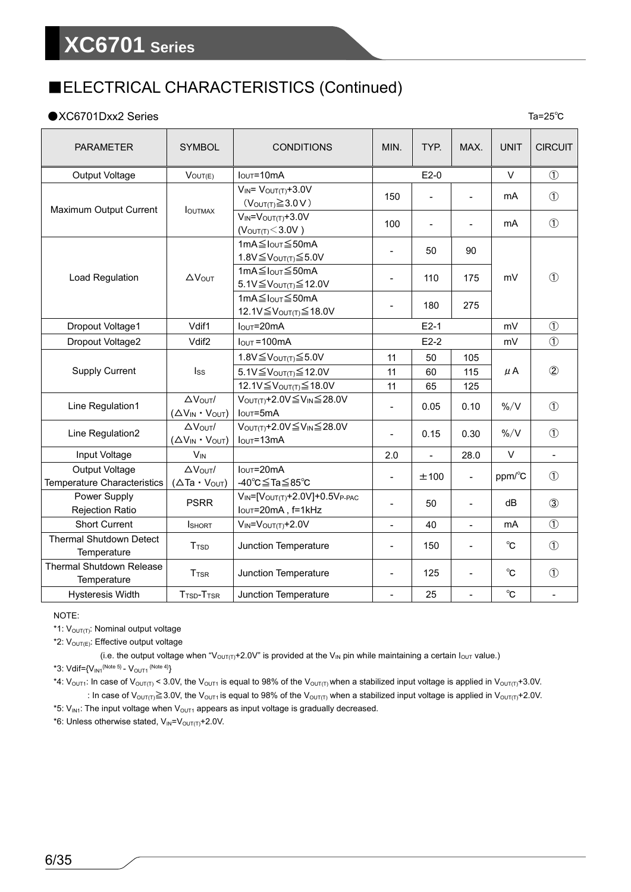## ■ELECTRICAL CHARACTERISTICS (Continued)

●XC6701Dxx2 Series

Ta=25℃

| PARAMETER | SYMBOL | CONDITIONS | MIN. | TYP. | MAX. | UNIT | CIRCUIT |
|---|---|---|---|---|---|---|---|
| Output Voltage | $V_{OUT(E)}$ | $I_{OUT}$=10mA | | E2-0 | | V | ① |
| Maximum Output Current | $I_{OUTMAX}$ | $V_{IN}$= $V_{OUT(T)}$+3.0V ($V_{OUT(T)}$≧3.0V) | 150 | - | - | mA | ① |
| | | $V_{IN}$=$V_{OUT(T)}$+3.0V ($V_{OUT(T)}$<3.0V) | 100 | - | - | mA | ① |
| Load Regulation | $\Delta V_{OUT}$ | 1mA≦$I_{OUT}$≦50mA 1.8V≦$V_{OUT(T)}$≦5.0V | - | 50 | 90 | mV | ① |
| | | 1mA≦$I_{OUT}$≦50mA 5.1V≦$V_{OUT(T)}$≦12.0V | - | 110 | 175 | | |
| | | 1mA≦$I_{OUT}$≦50mA 12.1V≦$V_{OUT(T)}$≦18.0V | - | 180 | 275 | | |
| Dropout Voltage1 | Vdif1 | $I_{OUT}$=20mA | | E2-1 | | mV | ① |
| Dropout Voltage2 | Vdif2 | $I_{OUT}$ =100mA | | E2-2 | | mV | ① |
| Supply Current | $I_{SS}$ | 1.8V≦$V_{OUT(T)}$≦5.0V | 11 | 50 | 105 | μA | ② |
| | | 5.1V≦$V_{OUT(T)}$≦12.0V | 11 | 60 | 115 | | |
| | | 12.1V≦$V_{OUT(T)}$≦18.0V | 11 | 65 | 125 | | |
| Line Regulation1 | $\Delta V_{OUT}$/ ($\Delta V_{IN} \cdot V_{OUT}$) | $V_{OUT(T)}$+2.0V≦$V_{IN}$≦28.0V $I_{OUT}$=5mA | - | 0.05 | 0.10 | %/V | ① |
| Line Regulation2 | $\Delta V_{OUT}$/ ($\Delta V_{IN} \cdot V_{OUT}$) | $V_{OUT(T)}$+2.0V≦$V_{IN}$≦28.0V $I_{OUT}$=13mA | - | 0.15 | 0.30 | %/V | ① |
| Input Voltage | $V_{IN}$ | | 2.0 | - | 28.0 | V | - |
| Output Voltage Temperature Characteristics | $\Delta V_{OUT}$/ ($\Delta Ta \cdot V_{OUT}$) | $I_{OUT}$=20mA -40℃≦Ta≦85℃ | - | ±100 | - | ppm/℃ | ① |
| Power Supply Rejection Ratio | PSRR | $V_{IN}$=[$V_{OUT(T)}$+2.0V]+0.5$V_{P-PAC}$ $I_{OUT}$=20mA , f=1kHz | - | 50 | - | dB | ③ |
| Short Current | $I_{SHORT}$ | $V_{IN}$=$V_{OUT(T)}$+2.0V | - | 40 | - | mA | ① |
| Thermal Shutdown Detect Temperature | $T_{TSD}$ | Junction Temperature | - | 150 | - | ℃ | ① |
| Thermal Shutdown Release Temperature | $T_{TSR}$ | Junction Temperature | - | 125 | - | ℃ | ① |
| Hysteresis Width | $T_{TSD}$-$T_{TSR}$ | Junction Temperature | - | 25 | - | ℃ | - |

NOTE:

*1: $V_{OUT(T)}$: Nominal output voltage

*2: $V_{OUT(E)}$: Effective output voltage

(i.e. the output voltage when "$V_{OUT(T)}$+2.0V" is provided at the $V_{IN}$ pin while maintaining a certain $I_{OUT}$ value.)

*3: Vdif={$V_{IN1}$ (Note 5) - $V_{OUT1}$ (Note 4)}

*4: $V_{OUT1}$: In case of $V_{OUT(T)}$ < 3.0V, the $V_{OUT1}$ is equal to 98% of the $V_{OUT(T)}$ when a stabilized input voltage is applied in $V_{OUT(T)}$+3.0V.

: In case of $V_{OUT(T)}$≧3.0V, the $V_{OUT1}$ is equal to 98% of the $V_{OUT(T)}$ when a stabilized input voltage is applied in $V_{OUT(T)}$+2.0V.

*5: $V_{IN1}$: The input voltage when $V_{OUT1}$ appears as input voltage is gradually decreased.

*6: Unless otherwise stated, $V_{IN}$=$V_{OUT(T)}$+2.0V.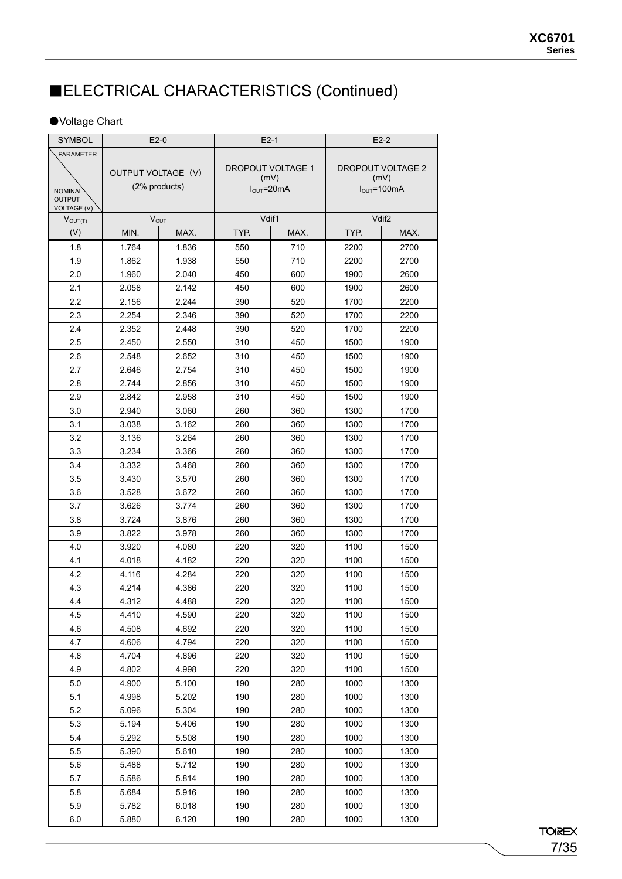## ■ELECTRICAL CHARACTERISTICS (Continued)

●Voltage Chart

| SYMBOL | E2-0 | | E2-1 | | E2-2 | |
|---|---|---|---|---|---|---|
| PARAMETER / NOMINAL OUTPUT VOLTAGE (V) | OUTPUT VOLTAGE（V） (2% products) | | DROPOUT VOLTAGE 1 (mV) $I_{OUT}$=20mA | | DROPOUT VOLTAGE 2 (mV) $I_{OUT}$=100mA | |
| $V_{OUT(T)}$ | $V_{OUT}$ | | Vdif1 | | Vdif2 | |
| (V) | MIN. | MAX. | TYP. | MAX. | TYP. | MAX. |
| 1.8 | 1.764 | 1.836 | 550 | 710 | 2200 | 2700 |
| 1.9 | 1.862 | 1.938 | 550 | 710 | 2200 | 2700 |
| 2.0 | 1.960 | 2.040 | 450 | 600 | 1900 | 2600 |
| 2.1 | 2.058 | 2.142 | 450 | 600 | 1900 | 2600 |
| 2.2 | 2.156 | 2.244 | 390 | 520 | 1700 | 2200 |
| 2.3 | 2.254 | 2.346 | 390 | 520 | 1700 | 2200 |
| 2.4 | 2.352 | 2.448 | 390 | 520 | 1700 | 2200 |
| 2.5 | 2.450 | 2.550 | 310 | 450 | 1500 | 1900 |
| 2.6 | 2.548 | 2.652 | 310 | 450 | 1500 | 1900 |
| 2.7 | 2.646 | 2.754 | 310 | 450 | 1500 | 1900 |
| 2.8 | 2.744 | 2.856 | 310 | 450 | 1500 | 1900 |
| 2.9 | 2.842 | 2.958 | 310 | 450 | 1500 | 1900 |
| 3.0 | 2.940 | 3.060 | 260 | 360 | 1300 | 1700 |
| 3.1 | 3.038 | 3.162 | 260 | 360 | 1300 | 1700 |
| 3.2 | 3.136 | 3.264 | 260 | 360 | 1300 | 1700 |
| 3.3 | 3.234 | 3.366 | 260 | 360 | 1300 | 1700 |
| 3.4 | 3.332 | 3.468 | 260 | 360 | 1300 | 1700 |
| 3.5 | 3.430 | 3.570 | 260 | 360 | 1300 | 1700 |
| 3.6 | 3.528 | 3.672 | 260 | 360 | 1300 | 1700 |
| 3.7 | 3.626 | 3.774 | 260 | 360 | 1300 | 1700 |
| 3.8 | 3.724 | 3.876 | 260 | 360 | 1300 | 1700 |
| 3.9 | 3.822 | 3.978 | 260 | 360 | 1300 | 1700 |
| 4.0 | 3.920 | 4.080 | 220 | 320 | 1100 | 1500 |
| 4.1 | 4.018 | 4.182 | 220 | 320 | 1100 | 1500 |
| 4.2 | 4.116 | 4.284 | 220 | 320 | 1100 | 1500 |
| 4.3 | 4.214 | 4.386 | 220 | 320 | 1100 | 1500 |
| 4.4 | 4.312 | 4.488 | 220 | 320 | 1100 | 1500 |
| 4.5 | 4.410 | 4.590 | 220 | 320 | 1100 | 1500 |
| 4.6 | 4.508 | 4.692 | 220 | 320 | 1100 | 1500 |
| 4.7 | 4.606 | 4.794 | 220 | 320 | 1100 | 1500 |
| 4.8 | 4.704 | 4.896 | 220 | 320 | 1100 | 1500 |
| 4.9 | 4.802 | 4.998 | 220 | 320 | 1100 | 1500 |
| 5.0 | 4.900 | 5.100 | 190 | 280 | 1000 | 1300 |
| 5.1 | 4.998 | 5.202 | 190 | 280 | 1000 | 1300 |
| 5.2 | 5.096 | 5.304 | 190 | 280 | 1000 | 1300 |
| 5.3 | 5.194 | 5.406 | 190 | 280 | 1000 | 1300 |
| 5.4 | 5.292 | 5.508 | 190 | 280 | 1000 | 1300 |
| 5.5 | 5.390 | 5.610 | 190 | 280 | 1000 | 1300 |
| 5.6 | 5.488 | 5.712 | 190 | 280 | 1000 | 1300 |
| 5.7 | 5.586 | 5.814 | 190 | 280 | 1000 | 1300 |
| 5.8 | 5.684 | 5.916 | 190 | 280 | 1000 | 1300 |
| 5.9 | 5.782 | 6.018 | 190 | 280 | 1000 | 1300 |
| 6.0 | 5.880 | 6.120 | 190 | 280 | 1000 | 1300 |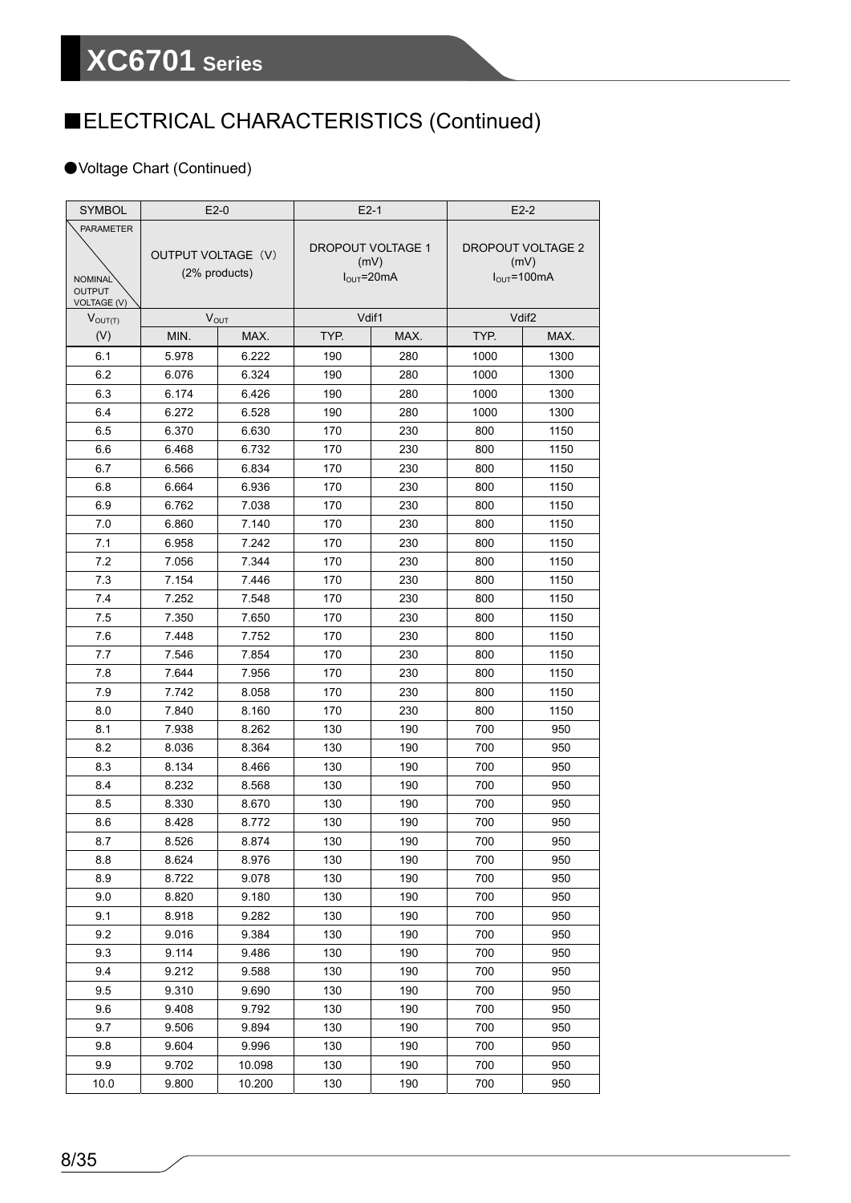## ■ELECTRICAL CHARACTERISTICS (Continued)

●Voltage Chart (Continued)

| SYMBOL | E2-0 | | E2-1 | | E2-2 | |
|---|---|---|---|---|---|---|
| PARAMETER / NOMINAL OUTPUT VOLTAGE (V) | OUTPUT VOLTAGE（V）(2% products) | | DROPOUT VOLTAGE 1 (mV) $I_{OUT}$=20mA | | DROPOUT VOLTAGE 2 (mV) $I_{OUT}$=100mA | |
| $V_{OUT(T)}$ | $V_{OUT}$ | | Vdif1 | | Vdif2 | |
| (V) | MIN. | MAX. | TYP. | MAX. | TYP. | MAX. |
| 6.1 | 5.978 | 6.222 | 190 | 280 | 1000 | 1300 |
| 6.2 | 6.076 | 6.324 | 190 | 280 | 1000 | 1300 |
| 6.3 | 6.174 | 6.426 | 190 | 280 | 1000 | 1300 |
| 6.4 | 6.272 | 6.528 | 190 | 280 | 1000 | 1300 |
| 6.5 | 6.370 | 6.630 | 170 | 230 | 800 | 1150 |
| 6.6 | 6.468 | 6.732 | 170 | 230 | 800 | 1150 |
| 6.7 | 6.566 | 6.834 | 170 | 230 | 800 | 1150 |
| 6.8 | 6.664 | 6.936 | 170 | 230 | 800 | 1150 |
| 6.9 | 6.762 | 7.038 | 170 | 230 | 800 | 1150 |
| 7.0 | 6.860 | 7.140 | 170 | 230 | 800 | 1150 |
| 7.1 | 6.958 | 7.242 | 170 | 230 | 800 | 1150 |
| 7.2 | 7.056 | 7.344 | 170 | 230 | 800 | 1150 |
| 7.3 | 7.154 | 7.446 | 170 | 230 | 800 | 1150 |
| 7.4 | 7.252 | 7.548 | 170 | 230 | 800 | 1150 |
| 7.5 | 7.350 | 7.650 | 170 | 230 | 800 | 1150 |
| 7.6 | 7.448 | 7.752 | 170 | 230 | 800 | 1150 |
| 7.7 | 7.546 | 7.854 | 170 | 230 | 800 | 1150 |
| 7.8 | 7.644 | 7.956 | 170 | 230 | 800 | 1150 |
| 7.9 | 7.742 | 8.058 | 170 | 230 | 800 | 1150 |
| 8.0 | 7.840 | 8.160 | 170 | 230 | 800 | 1150 |
| 8.1 | 7.938 | 8.262 | 130 | 190 | 700 | 950 |
| 8.2 | 8.036 | 8.364 | 130 | 190 | 700 | 950 |
| 8.3 | 8.134 | 8.466 | 130 | 190 | 700 | 950 |
| 8.4 | 8.232 | 8.568 | 130 | 190 | 700 | 950 |
| 8.5 | 8.330 | 8.670 | 130 | 190 | 700 | 950 |
| 8.6 | 8.428 | 8.772 | 130 | 190 | 700 | 950 |
| 8.7 | 8.526 | 8.874 | 130 | 190 | 700 | 950 |
| 8.8 | 8.624 | 8.976 | 130 | 190 | 700 | 950 |
| 8.9 | 8.722 | 9.078 | 130 | 190 | 700 | 950 |
| 9.0 | 8.820 | 9.180 | 130 | 190 | 700 | 950 |
| 9.1 | 8.918 | 9.282 | 130 | 190 | 700 | 950 |
| 9.2 | 9.016 | 9.384 | 130 | 190 | 700 | 950 |
| 9.3 | 9.114 | 9.486 | 130 | 190 | 700 | 950 |
| 9.4 | 9.212 | 9.588 | 130 | 190 | 700 | 950 |
| 9.5 | 9.310 | 9.690 | 130 | 190 | 700 | 950 |
| 9.6 | 9.408 | 9.792 | 130 | 190 | 700 | 950 |
| 9.7 | 9.506 | 9.894 | 130 | 190 | 700 | 950 |
| 9.8 | 9.604 | 9.996 | 130 | 190 | 700 | 950 |
| 9.9 | 9.702 | 10.098 | 130 | 190 | 700 | 950 |
| 10.0 | 9.800 | 10.200 | 130 | 190 | 700 | 950 |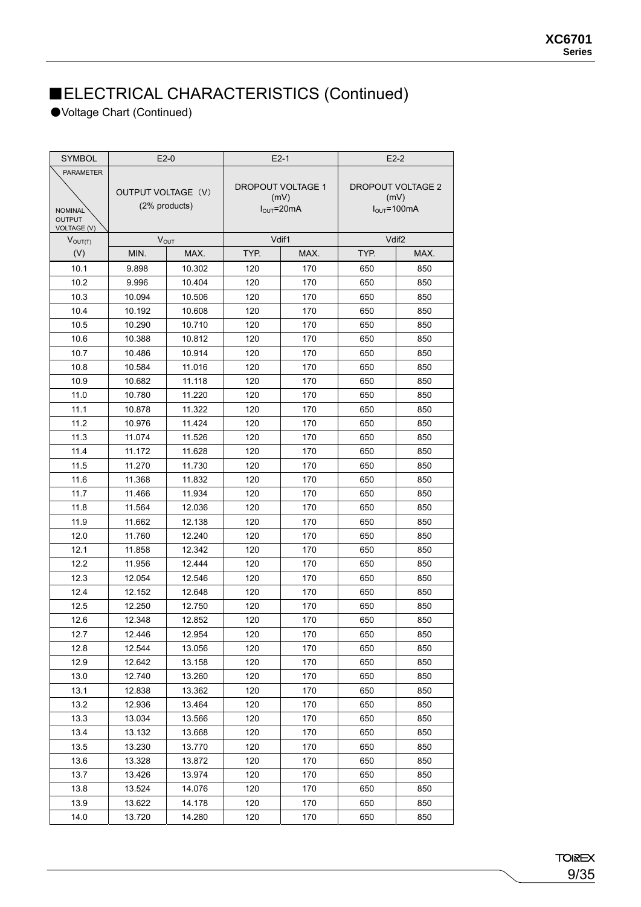## ■ELECTRICAL CHARACTERISTICS (Continued)

●Voltage Chart (Continued)

| SYMBOL | E2-0 | | E2-1 | | E2-2 | |
|---|---|---|---|---|---|---|
| PARAMETER / NOMINAL OUTPUT VOLTAGE (V) | OUTPUT VOLTAGE（V） (2% products) | | DROPOUT VOLTAGE 1 (mV) $I_{OUT}$=20mA | | DROPOUT VOLTAGE 2 (mV) $I_{OUT}$=100mA | |
| $V_{OUT(T)}$ | $V_{OUT}$ | | Vdif1 | | Vdif2 | |
| (V) | MIN. | MAX. | TYP. | MAX. | TYP. | MAX. |
| 10.1 | 9.898 | 10.302 | 120 | 170 | 650 | 850 |
| 10.2 | 9.996 | 10.404 | 120 | 170 | 650 | 850 |
| 10.3 | 10.094 | 10.506 | 120 | 170 | 650 | 850 |
| 10.4 | 10.192 | 10.608 | 120 | 170 | 650 | 850 |
| 10.5 | 10.290 | 10.710 | 120 | 170 | 650 | 850 |
| 10.6 | 10.388 | 10.812 | 120 | 170 | 650 | 850 |
| 10.7 | 10.486 | 10.914 | 120 | 170 | 650 | 850 |
| 10.8 | 10.584 | 11.016 | 120 | 170 | 650 | 850 |
| 10.9 | 10.682 | 11.118 | 120 | 170 | 650 | 850 |
| 11.0 | 10.780 | 11.220 | 120 | 170 | 650 | 850 |
| 11.1 | 10.878 | 11.322 | 120 | 170 | 650 | 850 |
| 11.2 | 10.976 | 11.424 | 120 | 170 | 650 | 850 |
| 11.3 | 11.074 | 11.526 | 120 | 170 | 650 | 850 |
| 11.4 | 11.172 | 11.628 | 120 | 170 | 650 | 850 |
| 11.5 | 11.270 | 11.730 | 120 | 170 | 650 | 850 |
| 11.6 | 11.368 | 11.832 | 120 | 170 | 650 | 850 |
| 11.7 | 11.466 | 11.934 | 120 | 170 | 650 | 850 |
| 11.8 | 11.564 | 12.036 | 120 | 170 | 650 | 850 |
| 11.9 | 11.662 | 12.138 | 120 | 170 | 650 | 850 |
| 12.0 | 11.760 | 12.240 | 120 | 170 | 650 | 850 |
| 12.1 | 11.858 | 12.342 | 120 | 170 | 650 | 850 |
| 12.2 | 11.956 | 12.444 | 120 | 170 | 650 | 850 |
| 12.3 | 12.054 | 12.546 | 120 | 170 | 650 | 850 |
| 12.4 | 12.152 | 12.648 | 120 | 170 | 650 | 850 |
| 12.5 | 12.250 | 12.750 | 120 | 170 | 650 | 850 |
| 12.6 | 12.348 | 12.852 | 120 | 170 | 650 | 850 |
| 12.7 | 12.446 | 12.954 | 120 | 170 | 650 | 850 |
| 12.8 | 12.544 | 13.056 | 120 | 170 | 650 | 850 |
| 12.9 | 12.642 | 13.158 | 120 | 170 | 650 | 850 |
| 13.0 | 12.740 | 13.260 | 120 | 170 | 650 | 850 |
| 13.1 | 12.838 | 13.362 | 120 | 170 | 650 | 850 |
| 13.2 | 12.936 | 13.464 | 120 | 170 | 650 | 850 |
| 13.3 | 13.034 | 13.566 | 120 | 170 | 650 | 850 |
| 13.4 | 13.132 | 13.668 | 120 | 170 | 650 | 850 |
| 13.5 | 13.230 | 13.770 | 120 | 170 | 650 | 850 |
| 13.6 | 13.328 | 13.872 | 120 | 170 | 650 | 850 |
| 13.7 | 13.426 | 13.974 | 120 | 170 | 650 | 850 |
| 13.8 | 13.524 | 14.076 | 120 | 170 | 650 | 850 |
| 13.9 | 13.622 | 14.178 | 120 | 170 | 650 | 850 |
| 14.0 | 13.720 | 14.280 | 120 | 170 | 650 | 850 |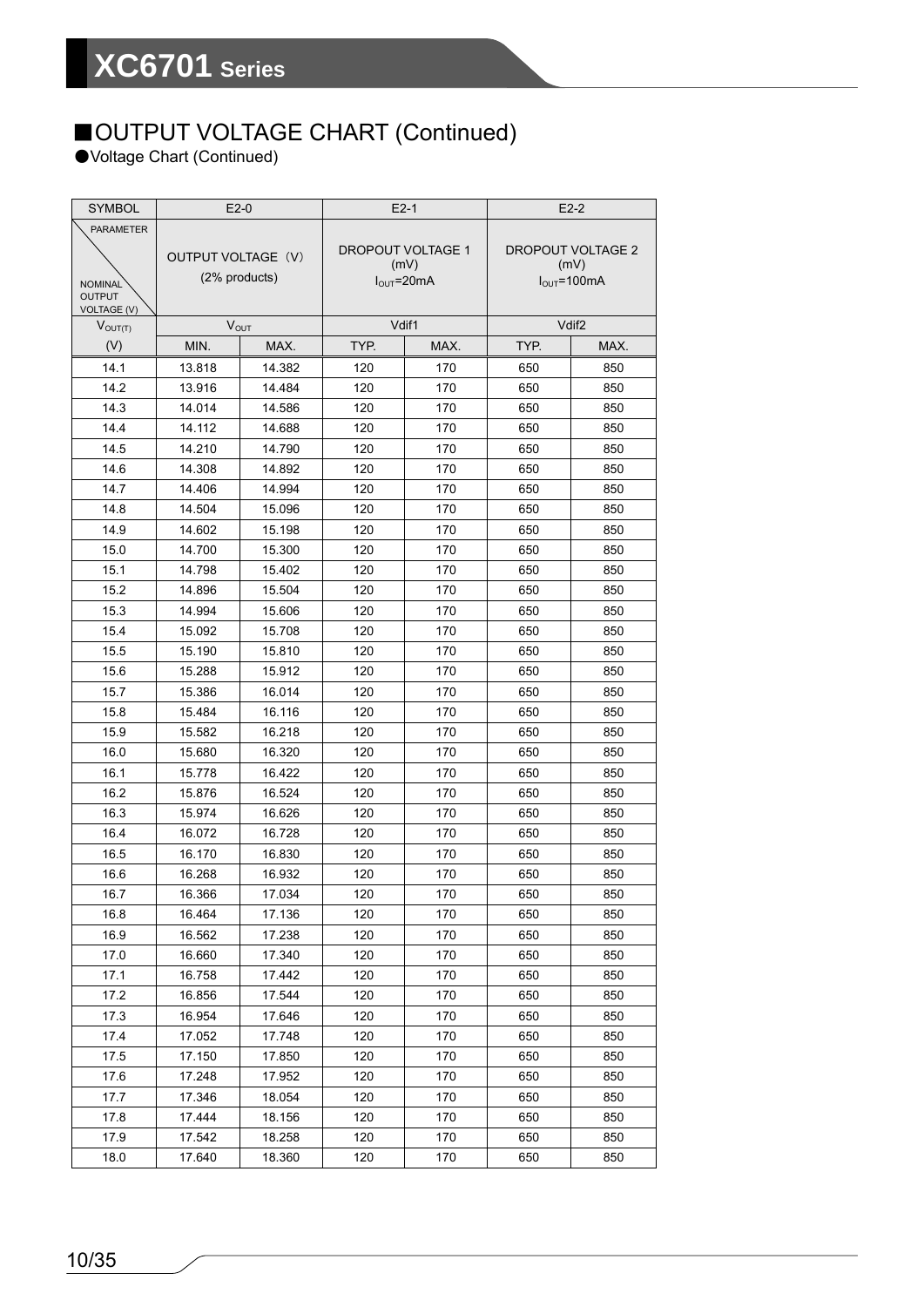## ■OUTPUT VOLTAGE CHART (Continued)

●Voltage Chart (Continued)

| SYMBOL | E2-0 | | E2-1 | | E2-2 | |
|---|---|---|---|---|---|---|
| PARAMETER / NOMINAL OUTPUT VOLTAGE (V) | OUTPUT VOLTAGE（V） (2% products) | | DROPOUT VOLTAGE 1 (mV) $I_{OUT}$=20mA | | DROPOUT VOLTAGE 2 (mV) $I_{OUT}$=100mA | |
| $V_{OUT(T)}$ | $V_{OUT}$ | | Vdif1 | | Vdif2 | |
| (V) | MIN. | MAX. | TYP. | MAX. | TYP. | MAX. |
| 14.1 | 13.818 | 14.382 | 120 | 170 | 650 | 850 |
| 14.2 | 13.916 | 14.484 | 120 | 170 | 650 | 850 |
| 14.3 | 14.014 | 14.586 | 120 | 170 | 650 | 850 |
| 14.4 | 14.112 | 14.688 | 120 | 170 | 650 | 850 |
| 14.5 | 14.210 | 14.790 | 120 | 170 | 650 | 850 |
| 14.6 | 14.308 | 14.892 | 120 | 170 | 650 | 850 |
| 14.7 | 14.406 | 14.994 | 120 | 170 | 650 | 850 |
| 14.8 | 14.504 | 15.096 | 120 | 170 | 650 | 850 |
| 14.9 | 14.602 | 15.198 | 120 | 170 | 650 | 850 |
| 15.0 | 14.700 | 15.300 | 120 | 170 | 650 | 850 |
| 15.1 | 14.798 | 15.402 | 120 | 170 | 650 | 850 |
| 15.2 | 14.896 | 15.504 | 120 | 170 | 650 | 850 |
| 15.3 | 14.994 | 15.606 | 120 | 170 | 650 | 850 |
| 15.4 | 15.092 | 15.708 | 120 | 170 | 650 | 850 |
| 15.5 | 15.190 | 15.810 | 120 | 170 | 650 | 850 |
| 15.6 | 15.288 | 15.912 | 120 | 170 | 650 | 850 |
| 15.7 | 15.386 | 16.014 | 120 | 170 | 650 | 850 |
| 15.8 | 15.484 | 16.116 | 120 | 170 | 650 | 850 |
| 15.9 | 15.582 | 16.218 | 120 | 170 | 650 | 850 |
| 16.0 | 15.680 | 16.320 | 120 | 170 | 650 | 850 |
| 16.1 | 15.778 | 16.422 | 120 | 170 | 650 | 850 |
| 16.2 | 15.876 | 16.524 | 120 | 170 | 650 | 850 |
| 16.3 | 15.974 | 16.626 | 120 | 170 | 650 | 850 |
| 16.4 | 16.072 | 16.728 | 120 | 170 | 650 | 850 |
| 16.5 | 16.170 | 16.830 | 120 | 170 | 650 | 850 |
| 16.6 | 16.268 | 16.932 | 120 | 170 | 650 | 850 |
| 16.7 | 16.366 | 17.034 | 120 | 170 | 650 | 850 |
| 16.8 | 16.464 | 17.136 | 120 | 170 | 650 | 850 |
| 16.9 | 16.562 | 17.238 | 120 | 170 | 650 | 850 |
| 17.0 | 16.660 | 17.340 | 120 | 170 | 650 | 850 |
| 17.1 | 16.758 | 17.442 | 120 | 170 | 650 | 850 |
| 17.2 | 16.856 | 17.544 | 120 | 170 | 650 | 850 |
| 17.3 | 16.954 | 17.646 | 120 | 170 | 650 | 850 |
| 17.4 | 17.052 | 17.748 | 120 | 170 | 650 | 850 |
| 17.5 | 17.150 | 17.850 | 120 | 170 | 650 | 850 |
| 17.6 | 17.248 | 17.952 | 120 | 170 | 650 | 850 |
| 17.7 | 17.346 | 18.054 | 120 | 170 | 650 | 850 |
| 17.8 | 17.444 | 18.156 | 120 | 170 | 650 | 850 |
| 17.9 | 17.542 | 18.258 | 120 | 170 | 650 | 850 |
| 18.0 | 17.640 | 18.360 | 120 | 170 | 650 | 850 |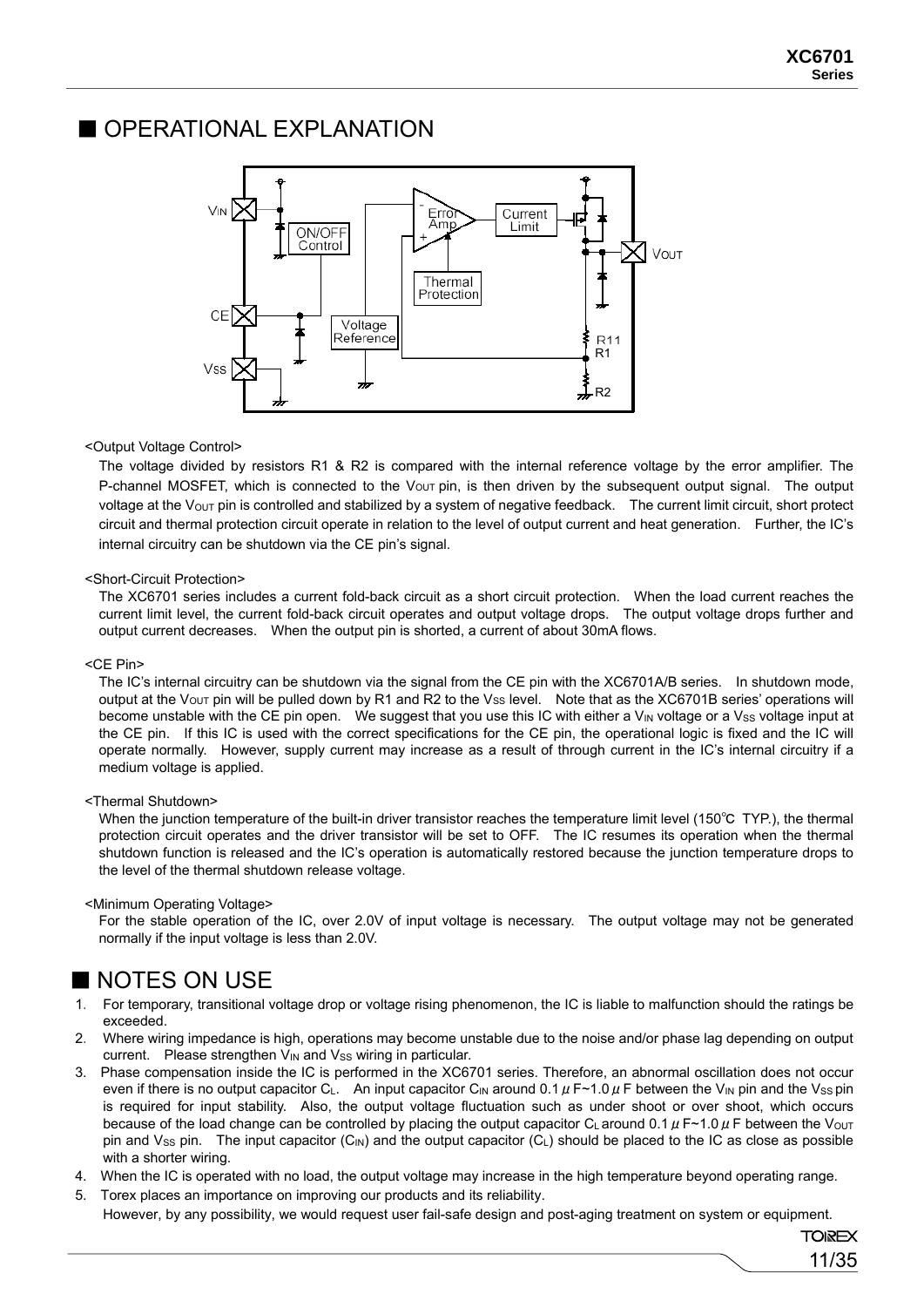## ■ OPERATIONAL EXPLANATION

<Output Voltage Control>

The voltage divided by resistors R1 & R2 is compared with the internal reference voltage by the error amplifier. The P-channel MOSFET, which is connected to the $V_{OUT}$ pin, is then driven by the subsequent output signal. The output voltage at the $V_{OUT}$ pin is controlled and stabilized by a system of negative feedback. The current limit circuit, short protect circuit and thermal protection circuit operate in relation to the level of output current and heat generation. Further, the IC's internal circuitry can be shutdown via the CE pin's signal.

<Short-Circuit Protection>

The XC6701 series includes a current fold-back circuit as a short circuit protection. When the load current reaches the current limit level, the current fold-back circuit operates and output voltage drops. The output voltage drops further and output current decreases. When the output pin is shorted, a current of about 30mA flows.

<CE Pin>

The IC's internal circuitry can be shutdown via the signal from the CE pin with the XC6701A/B series. In shutdown mode, output at the $V_{OUT}$ pin will be pulled down by R1 and R2 to the $V_{SS}$ level. Note that as the XC6701B series' operations will become unstable with the CE pin open. We suggest that you use this IC with either a $V_{IN}$ voltage or a $V_{SS}$ voltage input at the CE pin. If this IC is used with the correct specifications for the CE pin, the operational logic is fixed and the IC will operate normally. However, supply current may increase as a result of through current in the IC's internal circuitry if a medium voltage is applied.

<Thermal Shutdown>

When the junction temperature of the built-in driver transistor reaches the temperature limit level (150℃ TYP.), the thermal protection circuit operates and the driver transistor will be set to OFF. The IC resumes its operation when the thermal shutdown function is released and the IC's operation is automatically restored because the junction temperature drops to the level of the thermal shutdown release voltage.

<Minimum Operating Voltage>

For the stable operation of the IC, over 2.0V of input voltage is necessary. The output voltage may not be generated normally if the input voltage is less than 2.0V.

## ■ NOTES ON USE

1. For temporary, transitional voltage drop or voltage rising phenomenon, the IC is liable to malfunction should the ratings be exceeded.
2. Where wiring impedance is high, operations may become unstable due to the noise and/or phase lag depending on output current. Please strengthen $V_{IN}$ and $V_{SS}$ wiring in particular.
3. Phase compensation inside the IC is performed in the XC6701 series. Therefore, an abnormal oscillation does not occur even if there is no output capacitor $C_L$. An input capacitor $C_{IN}$ around 0.1μF~1.0μF between the $V_{IN}$ pin and the $V_{SS}$ pin is required for input stability. Also, the output voltage fluctuation such as under shoot or over shoot, which occurs because of the load change can be controlled by placing the output capacitor $C_L$ around 0.1μF~1.0μF between the $V_{OUT}$ pin and $V_{SS}$ pin. The input capacitor ($C_{IN}$) and the output capacitor ($C_L$) should be placed to the IC as close as possible with a shorter wiring.
4. When the IC is operated with no load, the output voltage may increase in the high temperature beyond operating range.
5. Torex places an importance on improving our products and its reliability.
   However, by any possibility, we would request user fail-safe design and post-aging treatment on system or equipment.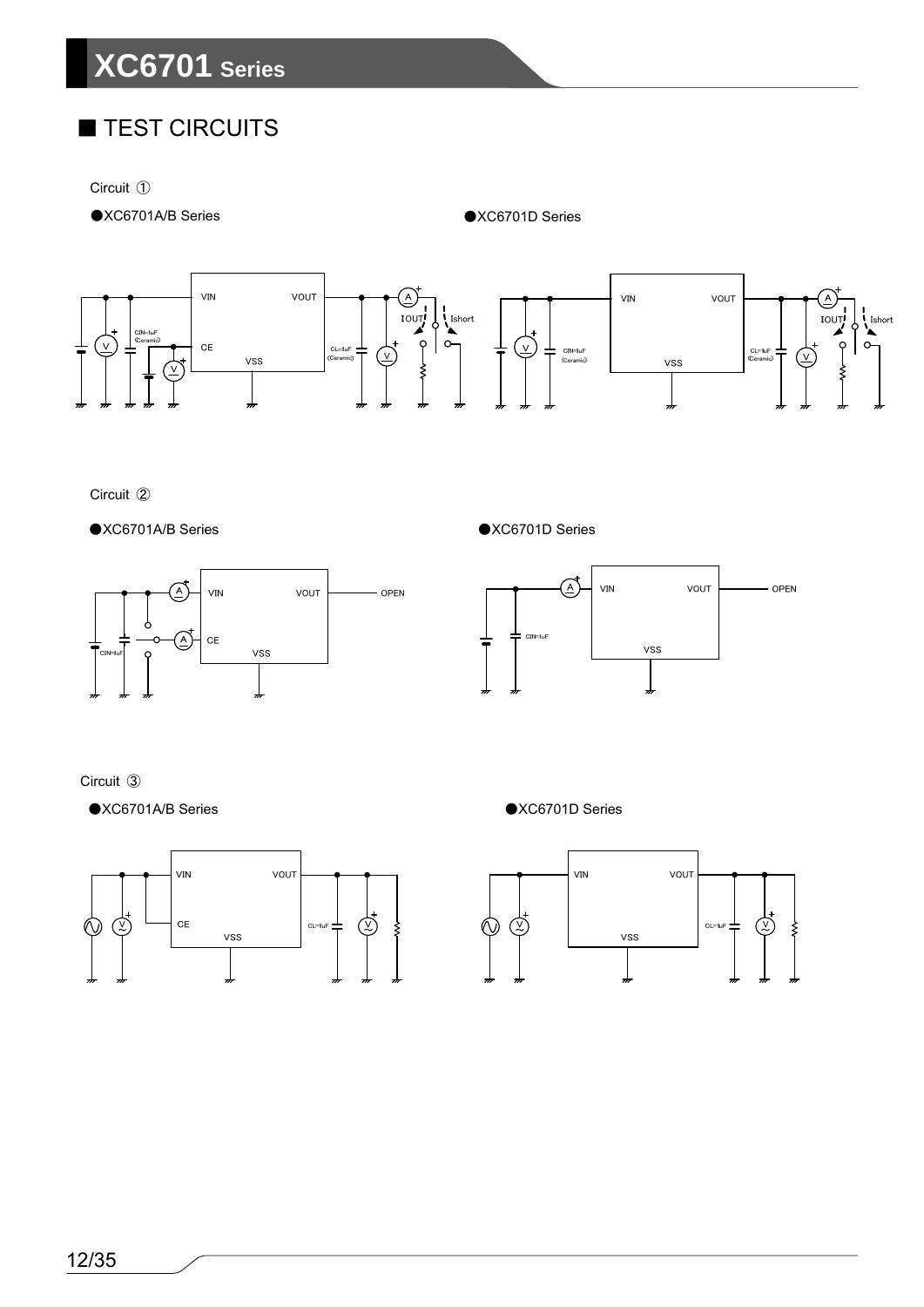## ■ TEST CIRCUITS

Circuit ①

●XC6701A/B Series

●XC6701D Series

Circuit ②

●XC6701A/B Series

●XC6701D Series

Circuit ③

●XC6701A/B Series

●XC6701D Series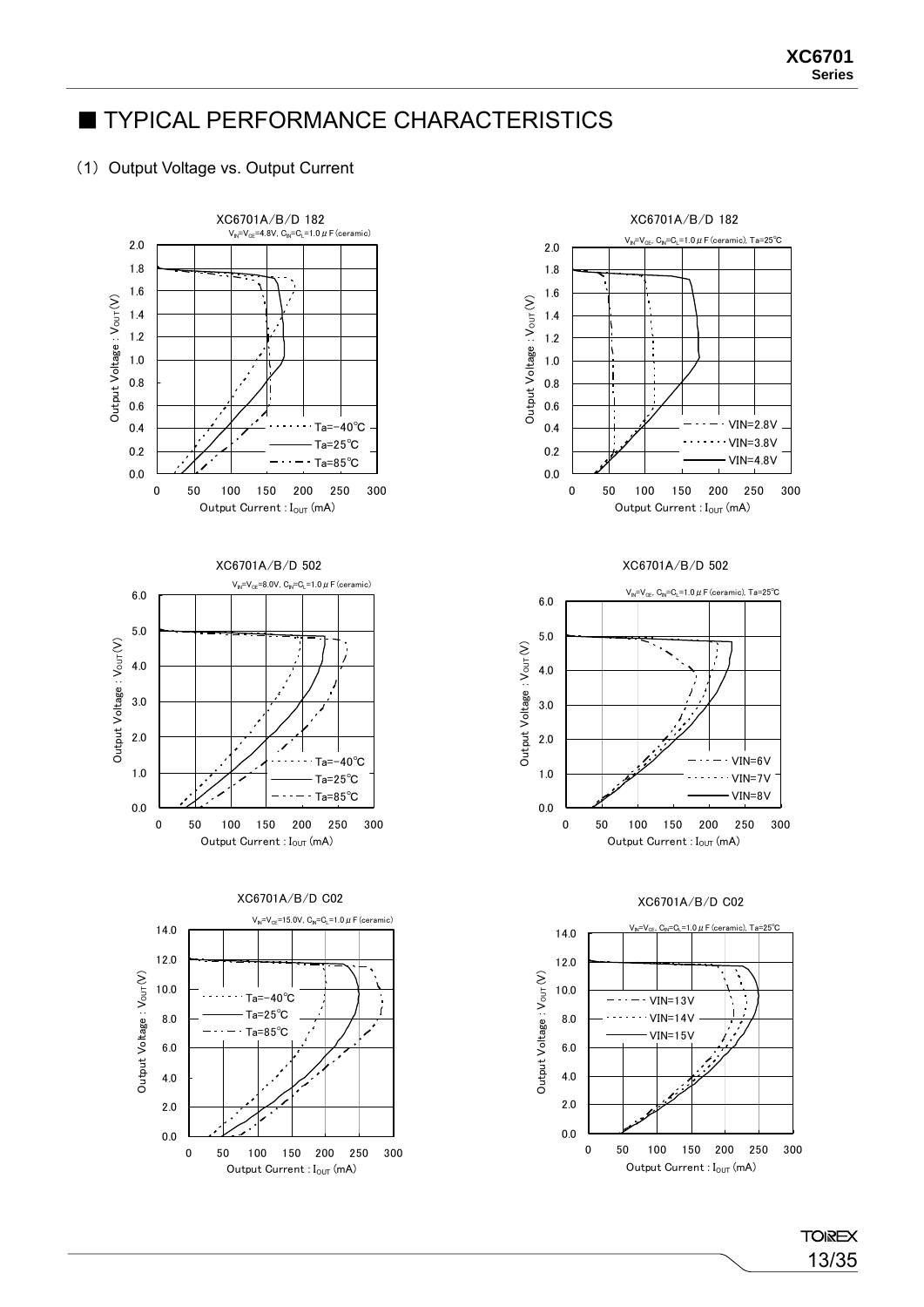# ■ TYPICAL PERFORMANCE CHARACTERISTICS

(1) Output Voltage vs. Output Current

XC6701A/B/D 182

$V_{IN}=V_{CE}=4.8V$, $C_{IN}=C_L=1.0\mu F$ (ceramic)

XC6701A/B/D 182

$V_{IN}=V_{CE}$, $C_{IN}=C_L=1.0\mu F$ (ceramic), Ta=25℃

XC6701A/B/D 502

$V_{IN}=V_{CE}=8.0V$, $C_{IN}=C_L=1.0\mu F$ (ceramic)

XC6701A/B/D 502

$V_{IN}=V_{CE}$, $C_{IN}=C_L=1.0\mu F$ (ceramic), Ta=25℃

XC6701A/B/D C02

$V_{IN}=V_{CE}=15.0V$, $C_{IN}=C_L=1.0\mu F$ (ceramic)

XC6701A/B/D C02

$V_{IN}=V_{CE}$, $C_{IN}=C_L=1.0\mu F$ (ceramic), Ta=25℃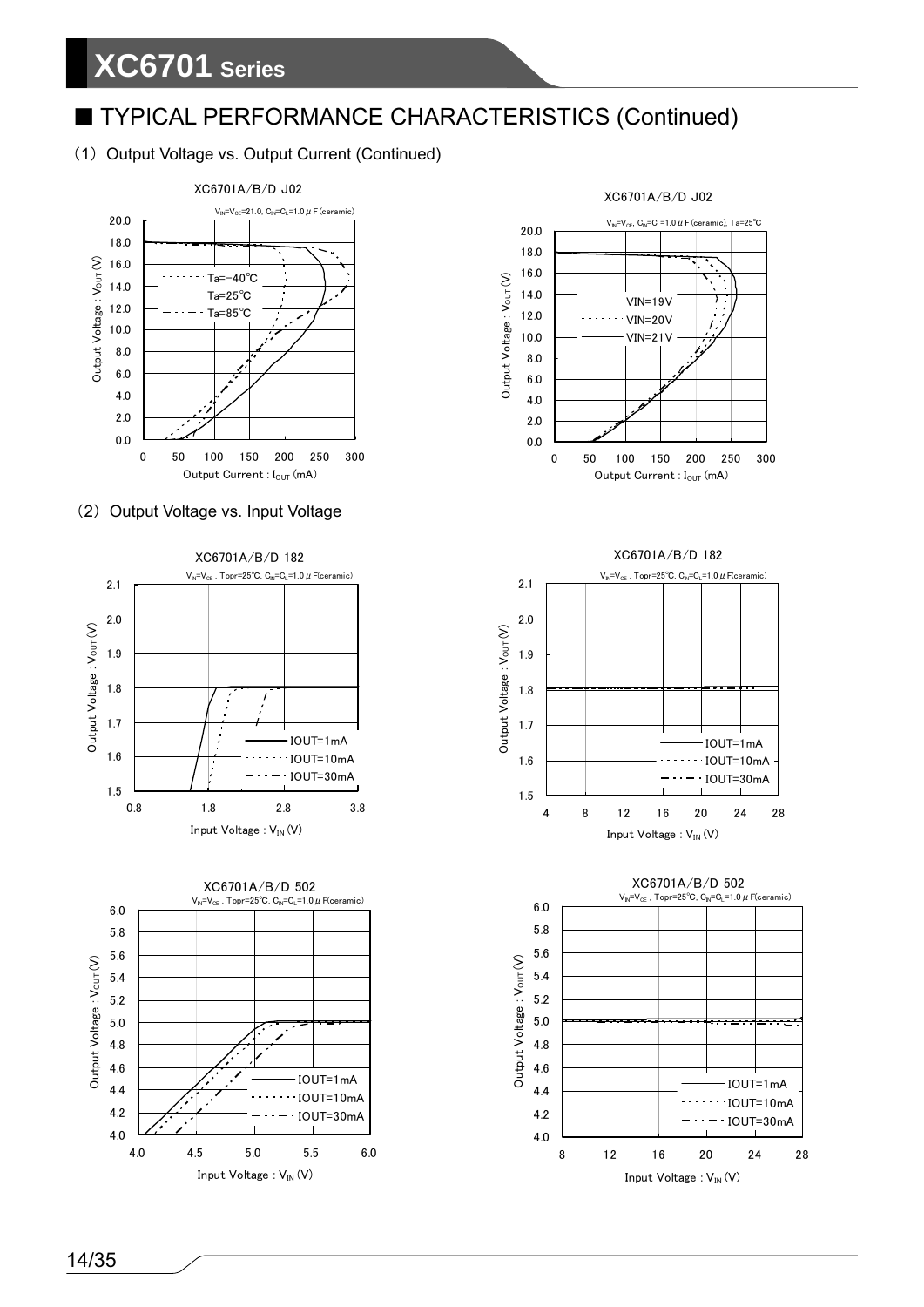## ■ TYPICAL PERFORMANCE CHARACTERISTICS (Continued)

(1) Output Voltage vs. Output Current (Continued)

XC6701A/B/D J02

$V_{IN}=V_{CE}=21.0$, $C_{IN}=C_L=1.0\mu F$ (ceramic)

Output Voltage : $V_{OUT}$ (V)

Output Current : $I_{OUT}$ (mA)

Ta=-40℃
Ta=25℃
Ta=85℃

XC6701A/B/D J02

$V_{IN}=V_{CE}$, $C_{IN}=C_L=1.0\mu F$ (ceramic), Ta=25℃

Output Voltage : $V_{OUT}$ (V)

Output Current : $I_{OUT}$ (mA)

VIN=19V
VIN=20V
VIN=21V

(2) Output Voltage vs. Input Voltage

XC6701A/B/D 182

$V_{IN}=V_{CE}$ , Topr=25℃, $C_{IN}=C_L=1.0\mu F$(ceramic)

Output Voltage : $V_{OUT}$ (V)

Input Voltage : $V_{IN}$ (V)

IOUT=1mA
IOUT=10mA
IOUT=30mA

XC6701A/B/D 182

$V_{IN}=V_{CE}$ , Topr=25℃, $C_{IN}=C_L=1.0\mu F$(ceramic)

Output Voltage : $V_{OUT}$ (V)

Input Voltage : $V_{IN}$ (V)

IOUT=1mA
IOUT=10mA
IOUT=30mA

XC6701A/B/D 502

$V_{IN}=V_{CE}$ , Topr=25℃, $C_{IN}=C_L=1.0\mu F$(ceramic)

Output Voltage : $V_{OUT}$ (V)

Input Voltage : $V_{IN}$ (V)

IOUT=1mA
IOUT=10mA
IOUT=30mA

XC6701A/B/D 502

$V_{IN}=V_{CE}$ , Topr=25℃, $C_{IN}=C_L=1.0\mu F$(ceramic)

Output Voltage : $V_{OUT}$ (V)

Input Voltage : $V_{IN}$ (V)

IOUT=1mA
IOUT=10mA
IOUT=30mA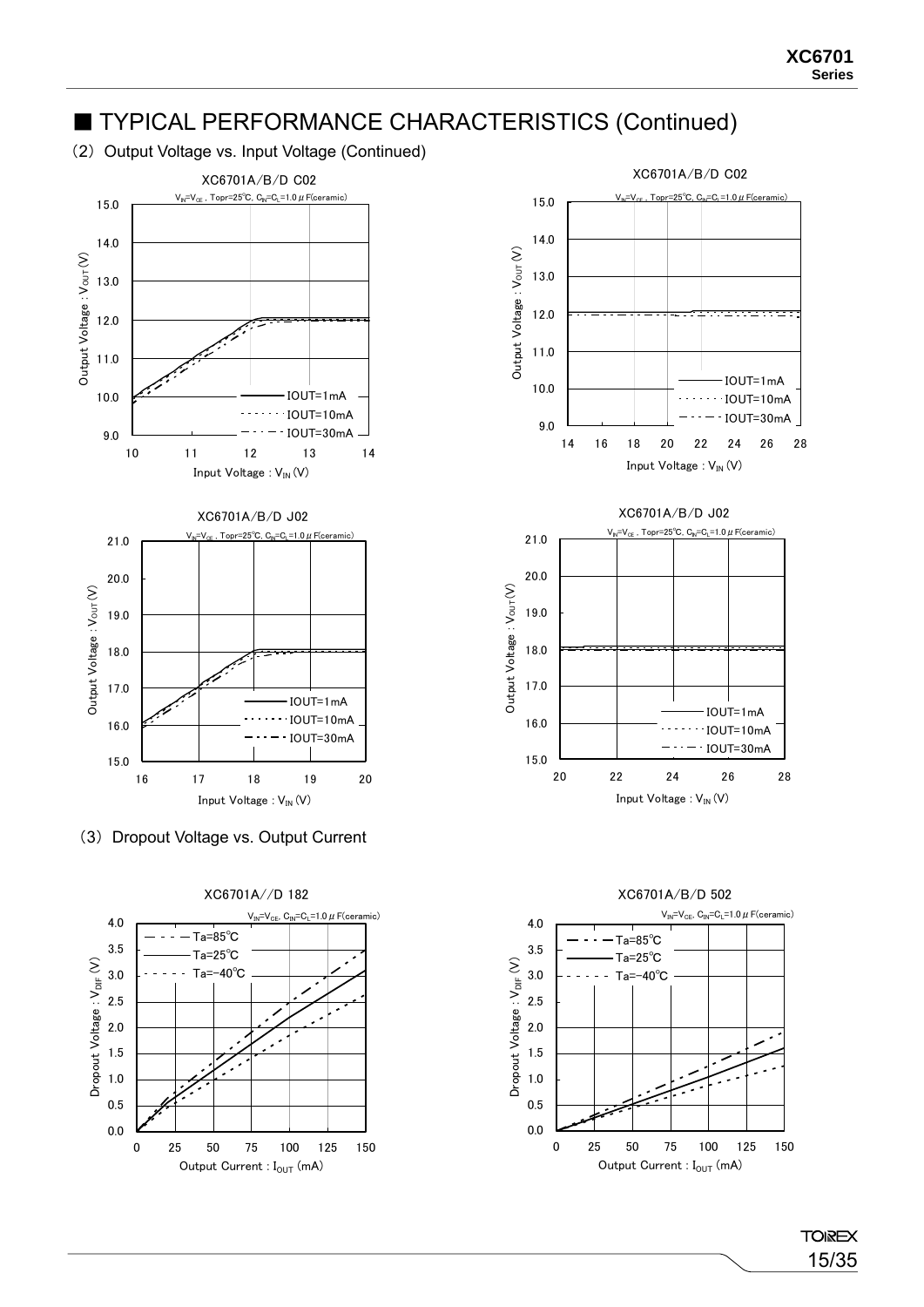## ■ TYPICAL PERFORMANCE CHARACTERISTICS (Continued)

(2) Output Voltage vs. Input Voltage (Continued)

XC6701A/B/D C02

$V_{IN}=V_{CE}$, Topr=25℃, $C_{IN}=C_L=1.0\mu F$(ceramic)

XC6701A/B/D C02

$V_{IN}=V_{CE}$, Topr=25℃, $C_{IN}=C_L=1.0\mu F$(ceramic)

XC6701A/B/D J02

$V_{IN}=V_{CE}$, Topr=25℃, $C_{IN}=C_L=1.0\mu F$(ceramic)

XC6701A/B/D J02

$V_{IN}=V_{CE}$, Topr=25℃, $C_{IN}=C_L=1.0\mu F$(ceramic)

(3) Dropout Voltage vs. Output Current

XC6701A//D 182

$V_{IN}=V_{CE}$, $C_{IN}=C_L=1.0\mu F$(ceramic)

XC6701A/B/D 502

$V_{IN}=V_{CE}$, $C_{IN}=C_L=1.0\mu F$(ceramic)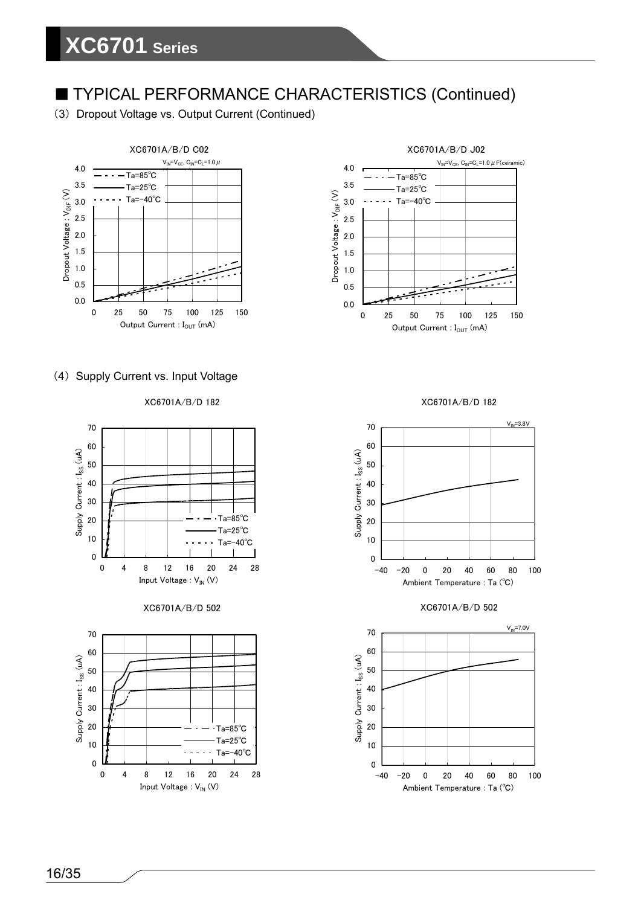## ■ TYPICAL PERFORMANCE CHARACTERISTICS (Continued)

(3) Dropout Voltage vs. Output Current (Continued)

XC6701A/B/D C02

$V_{IN}=V_{CE}$, $C_{IN}=C_L=1.0\mu$

XC6701A/B/D J02

$V_{IN}=V_{CE}$, $C_{IN}=C_L=1.0\mu F$(ceramic)

(4) Supply Current vs. Input Voltage

XC6701A/B/D 182

XC6701A/B/D 182

$V_{IN}=3.8V$

XC6701A/B/D 502

XC6701A/B/D 502

$V_{IN}=7.0V$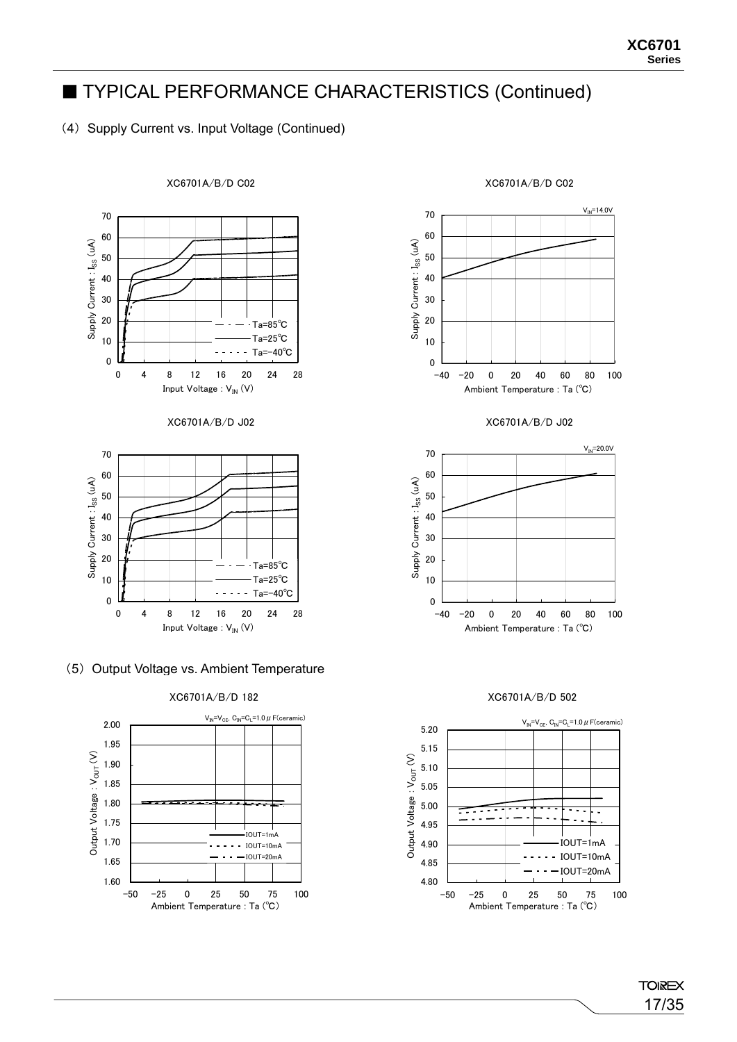## ■ TYPICAL PERFORMANCE CHARACTERISTICS (Continued)

（4）Supply Current vs. Input Voltage (Continued)

XC6701A/B/D C02

XC6701A/B/D C02

$V_{IN}$=14.0V

XC6701A/B/D J02

XC6701A/B/D J02

$V_{IN}$=20.0V

（5）Output Voltage vs. Ambient Temperature

XC6701A/B/D 182

$V_{IN}$=$V_{CE}$, $C_{IN}$=$C_L$=1.0μF(ceramic)

XC6701A/B/D 502

$V_{IN}$=$V_{CE}$, $C_{IN}$=$C_L$=1.0μF(ceramic)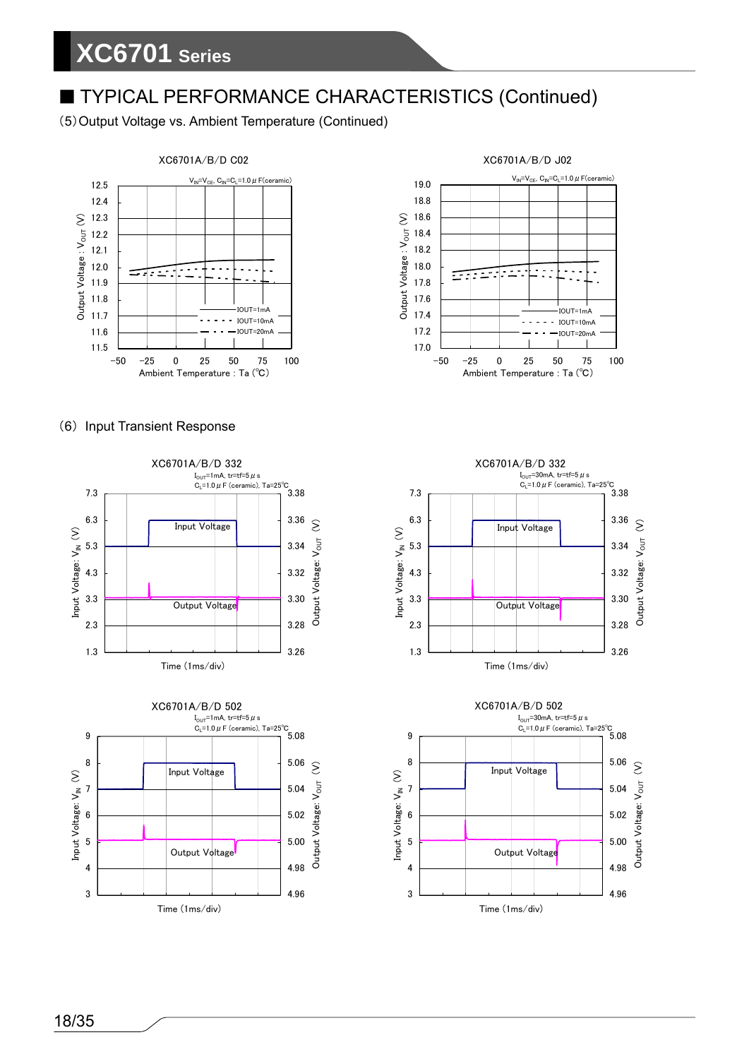## ■ TYPICAL PERFORMANCE CHARACTERISTICS (Continued)

(5) Output Voltage vs. Ambient Temperature (Continued)

XC6701A/B/D C02

$V_{IN}=V_{CE}$, $C_{IN}=C_L=1.0\mu F$(ceramic)

XC6701A/B/D J02

$V_{IN}=V_{CE}$, $C_{IN}=C_L=1.0\mu F$(ceramic)

(6) Input Transient Response

XC6701A/B/D 332

$I_{OUT}=1mA$, $tr=tf=5\mu s$
$C_L=1.0\mu F$ (ceramic), Ta=25℃

XC6701A/B/D 332

$I_{OUT}=30mA$, $tr=tf=5\mu s$
$C_L=1.0\mu F$ (ceramic), Ta=25℃

XC6701A/B/D 502

$I_{OUT}=1mA$, $tr=tf=5\mu s$
$C_L=1.0\mu F$ (ceramic), Ta=25℃

XC6701A/B/D 502

$I_{OUT}=30mA$, $tr=tf=5\mu s$
$C_L=1.0\mu F$ (ceramic), Ta=25℃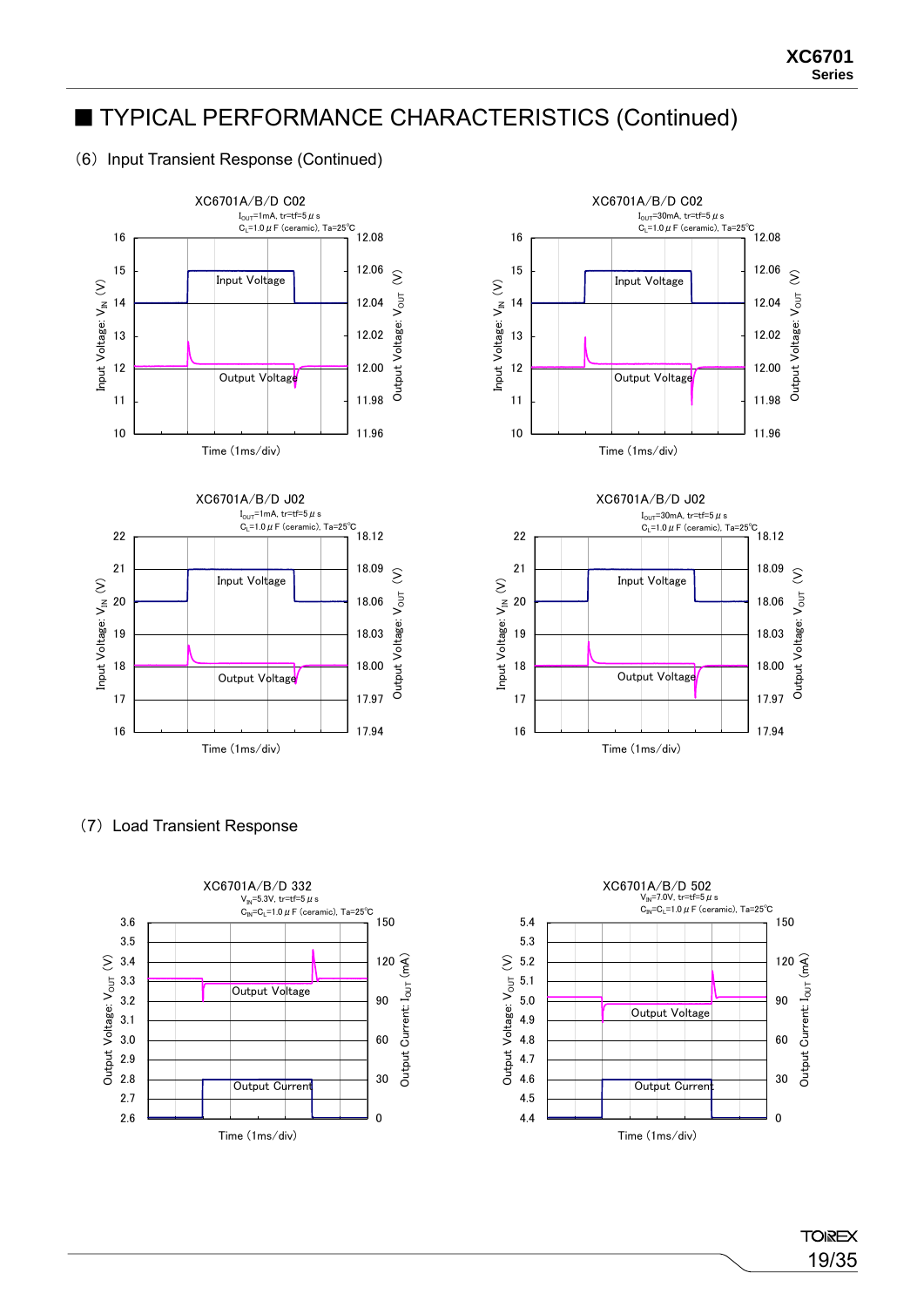## ■ TYPICAL PERFORMANCE CHARACTERISTICS (Continued)

### (6) Input Transient Response (Continued)

XC6701A/B/D C02
$I_{OUT}$=1mA, tr=tf=5 $\mu$s
$C_L$=1.0 $\mu$F (ceramic), Ta=25℃

Input Voltage: $V_{IN}$ (V) / Output Voltage: $V_{OUT}$ (V) / Time (1ms/div)

XC6701A/B/D C02
$I_{OUT}$=30mA, tr=tf=5 $\mu$s
$C_L$=1.0 $\mu$F (ceramic), Ta=25℃

Input Voltage: $V_{IN}$ (V) / Output Voltage: $V_{OUT}$ (V) / Time (1ms/div)

XC6701A/B/D J02
$I_{OUT}$=1mA, tr=tf=5 $\mu$s
$C_L$=1.0 $\mu$F (ceramic), Ta=25℃

Input Voltage: $V_{IN}$ (V) / Output Voltage: $V_{OUT}$ (V) / Time (1ms/div)

XC6701A/B/D J02
$I_{OUT}$=30mA, tr=tf=5 $\mu$s
$C_L$=1.0 $\mu$F (ceramic), Ta=25℃

Input Voltage: $V_{IN}$ (V) / Output Voltage: $V_{OUT}$ (V) / Time (1ms/div)

### (7) Load Transient Response

XC6701A/B/D 332
$V_{IN}$=5.3V, tr=tf=5 $\mu$s
$C_{IN}$=$C_L$=1.0 $\mu$F (ceramic), Ta=25℃

Output Voltage: $V_{OUT}$ (V) / Output Current: $I_{OUT}$ (mA) / Time (1ms/div)

XC6701A/B/D 502
$V_{IN}$=7.0V, tr=tf=5 $\mu$s
$C_{IN}$=$C_L$=1.0 $\mu$F (ceramic), Ta=25℃

Output Voltage: $V_{OUT}$ (V) / Output Current: $I_{OUT}$ (mA) / Time (1ms/div)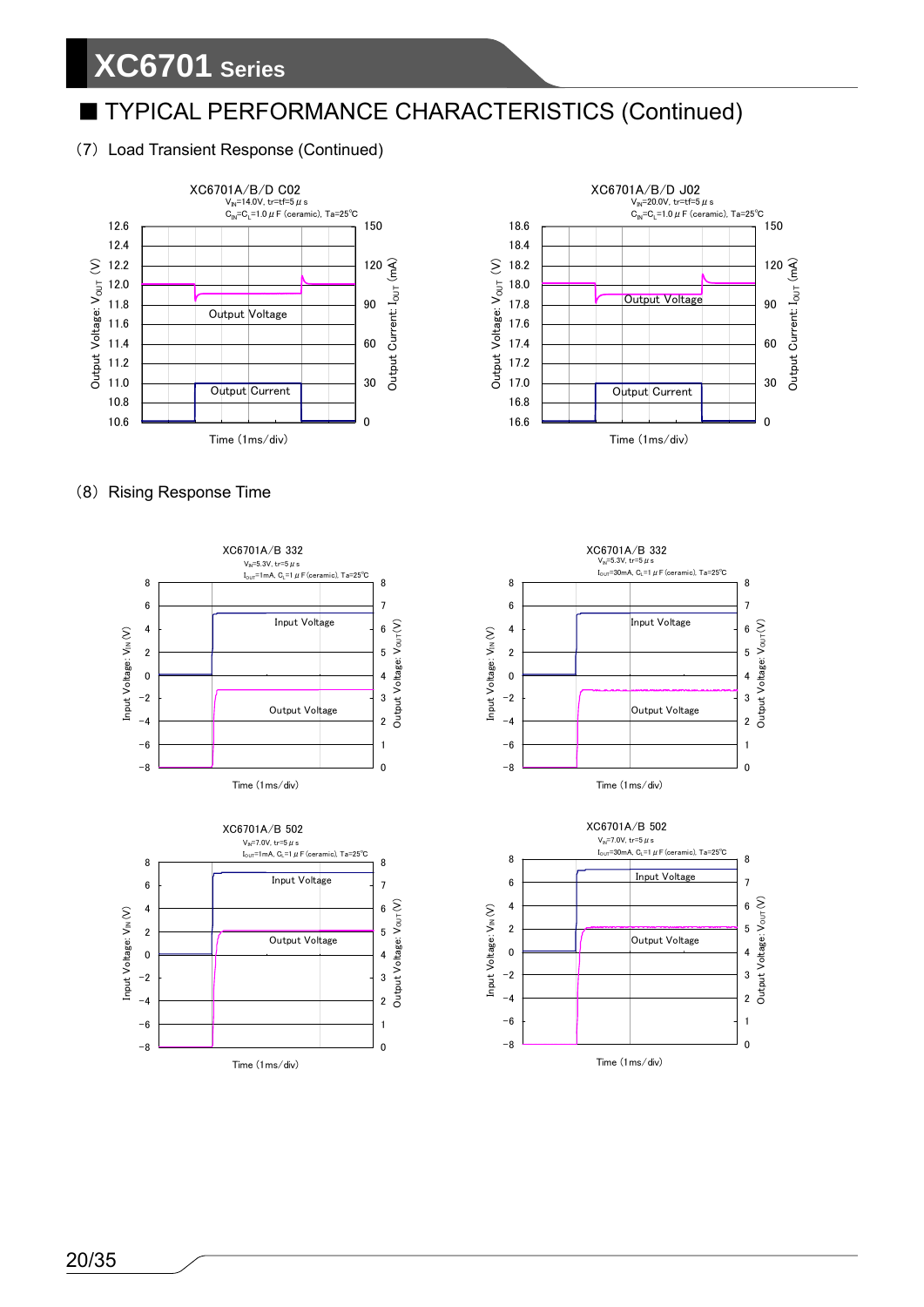## ■ TYPICAL PERFORMANCE CHARACTERISTICS (Continued)

### (7) Load Transient Response (Continued)

XC6701A/B/D C02
$V_{IN}$=14.0V, tr=tf=5 μs
$C_{IN}$=$C_L$=1.0 μF (ceramic), Ta=25℃

Output Voltage: $V_{OUT}$ (V) / Output Current: $I_{OUT}$ (mA) / Time (1ms/div)

XC6701A/B/D J02
$V_{IN}$=20.0V, tr=tf=5 μs
$C_{IN}$=$C_L$=1.0 μF (ceramic), Ta=25℃

Output Voltage: $V_{OUT}$ (V) / Output Current: $I_{OUT}$ (mA) / Time (1ms/div)

### (8) Rising Response Time

XC6701A/B 332
$V_{IN}$=5.3V, tr=5 μs
$I_{OUT}$=1mA, $C_L$=1 μF (ceramic), Ta=25℃

Input Voltage: $V_{IN}$ (V) / Output Voltage: $V_{OUT}$ (V) / Time (1ms/div)

XC6701A/B 332
$V_{IN}$=5.3V, tr=5 μs
$I_{OUT}$=30mA, $C_L$=1 μF (ceramic), Ta=25℃

Input Voltage: $V_{IN}$ (V) / Output Voltage: $V_{OUT}$ (V) / Time (1ms/div)

XC6701A/B 502
$V_{IN}$=7.0V, tr=5 μs
$I_{OUT}$=1mA, $C_L$=1 μF (ceramic), Ta=25℃

Input Voltage: $V_{IN}$ (V) / Output Voltage: $V_{OUT}$ (V) / Time (1ms/div)

XC6701A/B 502
$V_{IN}$=7.0V, tr=5 μs
$I_{OUT}$=30mA, $C_L$=1 μF (ceramic), Ta=25℃

Input Voltage: $V_{IN}$ (V) / Output Voltage: $V_{OUT}$ (V) / Time (1ms/div)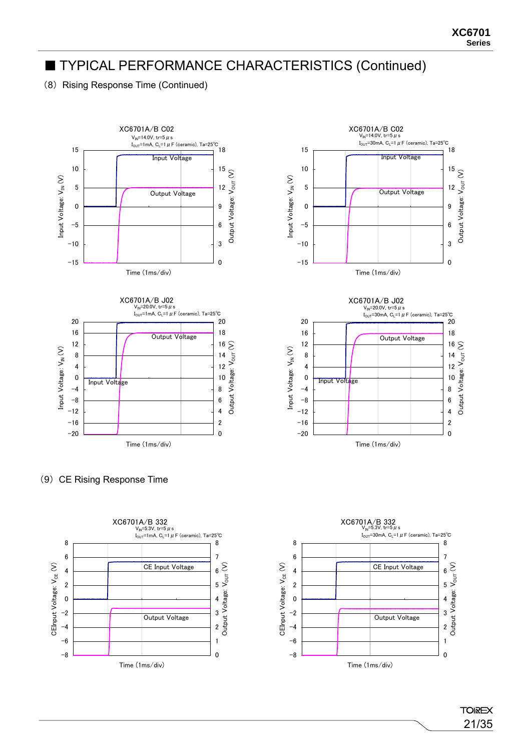## ■ TYPICAL PERFORMANCE CHARACTERISTICS (Continued)

### (8) Rising Response Time (Continued)

XC6701A/B C02
$V_{IN}$=14.0V, tr=5 μs
$I_{OUT}$=1mA, $C_L$=1 μF (ceramic), Ta=25℃

XC6701A/B C02
$V_{IN}$=14.0V, tr=5 μs
$I_{OUT}$=30mA, $C_L$=1 μF (ceramic), Ta=25℃

XC6701A/B J02
$V_{IN}$=20.0V, tr=5 μs
$I_{OUT}$=1mA, $C_L$=1 μF (ceramic), Ta=25℃

XC6701A/B J02
$V_{IN}$=20.0V, tr=5 μs
$I_{OUT}$=30mA, $C_L$=1 μF (ceramic), Ta=25℃

### (9) CE Rising Response Time

XC6701A/B 332
$V_{IN}$=5.3V, tr=5 μs
$I_{OUT}$=1mA, $C_L$=1 μF (ceramic), Ta=25℃

XC6701A/B 332
$V_{IN}$=5.3V, tr=5 μs
$I_{OUT}$=30mA, $C_L$=1 μF (ceramic), Ta=25℃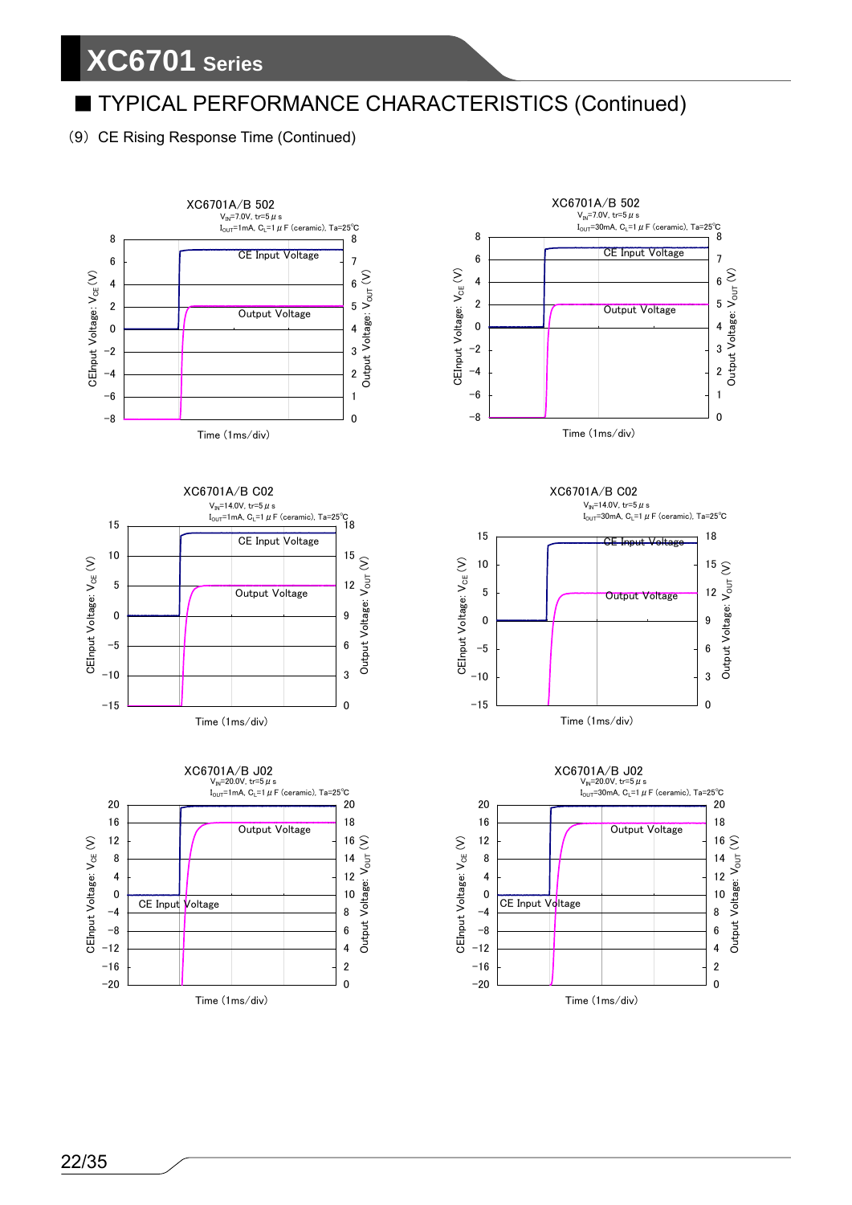## ■ TYPICAL PERFORMANCE CHARACTERISTICS (Continued)

(9) CE Rising Response Time (Continued)

XC6701A/B 502
$V_{IN}$=7.0V, tr=5 μ s
$I_{OUT}$=1mA, $C_L$=1 μ F (ceramic), Ta=25℃

XC6701A/B 502
$V_{IN}$=7.0V, tr=5 μ s
$I_{OUT}$=30mA, $C_L$=1 μ F (ceramic), Ta=25℃

XC6701A/B C02
$V_{IN}$=14.0V, tr=5 μ s
$I_{OUT}$=1mA, $C_L$=1 μ F (ceramic), Ta=25℃

XC6701A/B C02
$V_{IN}$=14.0V, tr=5 μ s
$I_{OUT}$=30mA, $C_L$=1 μ F (ceramic), Ta=25℃

XC6701A/B J02
$V_{IN}$=20.0V, tr=5 μ s
$I_{OUT}$=1mA, $C_L$=1 μ F (ceramic), Ta=25℃

XC6701A/B J02
$V_{IN}$=20.0V, tr=5 μ s
$I_{OUT}$=30mA, $C_L$=1 μ F (ceramic), Ta=25℃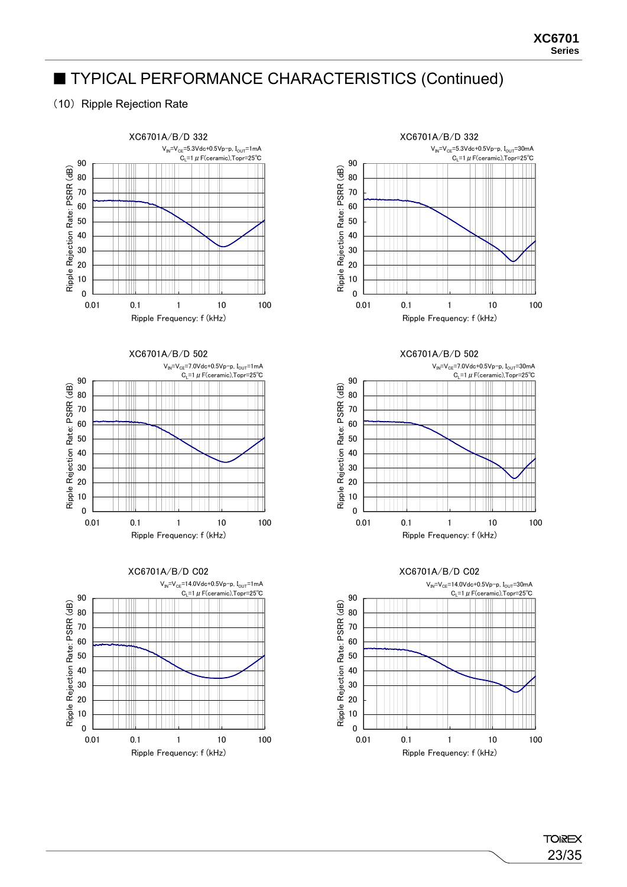## ■ TYPICAL PERFORMANCE CHARACTERISTICS (Continued)

（10）Ripple Rejection Rate

**XC6701A/B/D 332**

$V_{IN}=V_{CE}$=5.3Vdc+0.5Vp-p, $I_{OUT}$=1mA
$C_L$=1μF(ceramic),Topr=25℃

Ripple Rejection Rate: PSRR (dB) vs. Ripple Frequency: f (kHz)

**XC6701A/B/D 332**

$V_{IN}=V_{CE}$=5.3Vdc+0.5Vp-p, $I_{OUT}$=30mA
$C_L$=1μF(ceramic),Topr=25℃

Ripple Rejection Rate: PSRR (dB) vs. Ripple Frequency: f (kHz)

**XC6701A/B/D 502**

$V_{IN}=V_{CE}$=7.0Vdc+0.5Vp-p, $I_{OUT}$=1mA
$C_L$=1μF(ceramic),Topr=25℃

Ripple Rejection Rate: PSRR (dB) vs. Ripple Frequency: f (kHz)

**XC6701A/B/D 502**

$V_{IN}=V_{CE}$=7.0Vdc+0.5Vp-p, $I_{OUT}$=30mA
$C_L$=1μF(ceramic),Topr=25℃

Ripple Rejection Rate: PSRR (dB) vs. Ripple Frequency: f (kHz)

**XC6701A/B/D C02**

$V_{IN}=V_{CE}$=14.0Vdc+0.5Vp-p, $I_{OUT}$=1mA
$C_L$=1μF(ceramic),Topr=25℃

Ripple Rejection Rate: PSRR (dB) vs. Ripple Frequency: f (kHz)

**XC6701A/B/D C02**

$V_{IN}=V_{CE}$=14.0Vdc+0.5Vp-p, $I_{OUT}$=30mA
$C_L$=1μF(ceramic),Topr=25℃

Ripple Rejection Rate: PSRR (dB) vs. Ripple Frequency: f (kHz)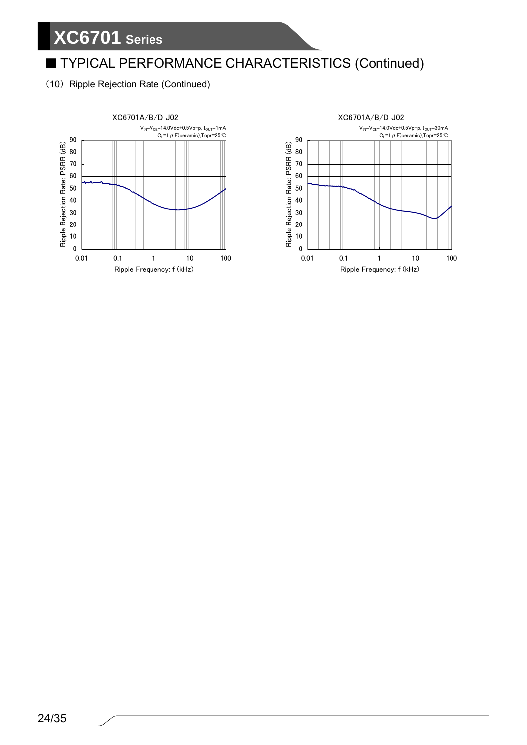## ■ TYPICAL PERFORMANCE CHARACTERISTICS (Continued)

(10) Ripple Rejection Rate (Continued)

XC6701A/B/D J02

$V_{IN}=V_{CE}$=14.0Vdc+0.5Vp-p, $I_{OUT}$=1mA
$C_L$=1μF(ceramic),Topr=25℃

Ripple Rejection Rate: PSRR (dB)

Ripple Frequency: f (kHz)

XC6701A/B/D J02

$V_{IN}=V_{CE}$=14.0Vdc+0.5Vp-p, $I_{OUT}$=30mA
$C_L$=1μF(ceramic),Topr=25℃

Ripple Rejection Rate: PSRR (dB)

Ripple Frequency: f (kHz)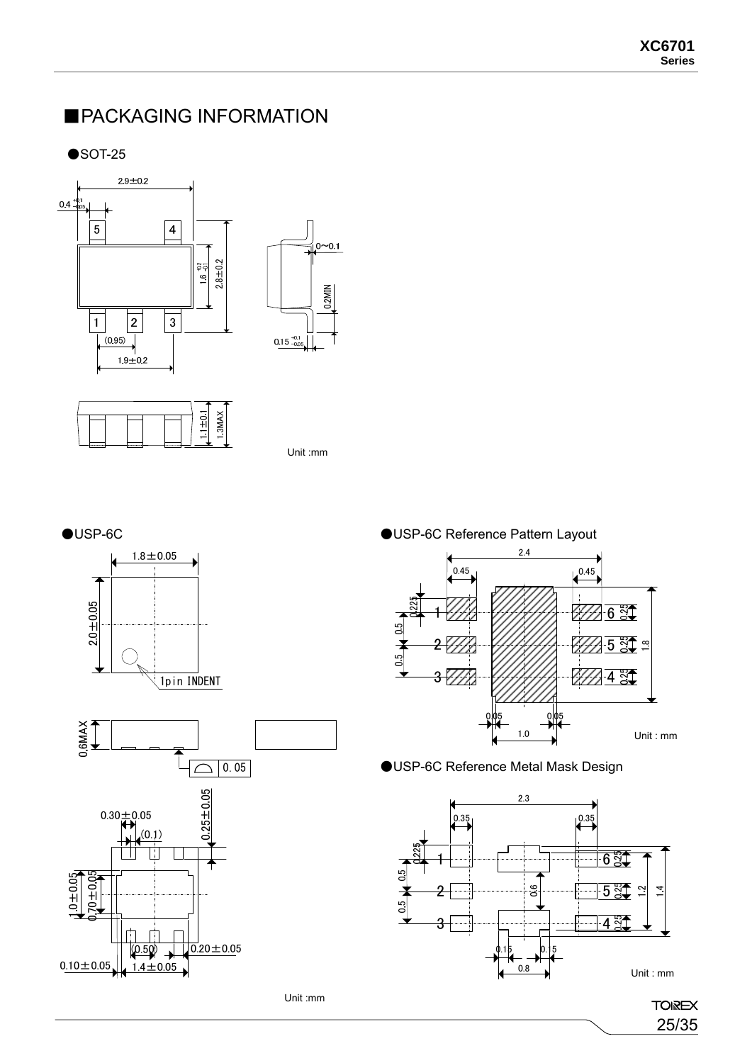## ■PACKAGING INFORMATION

●SOT-25

Unit :mm

●USP-6C

Unit :mm

●USP-6C Reference Pattern Layout

Unit : mm

●USP-6C Reference Metal Mask Design

Unit : mm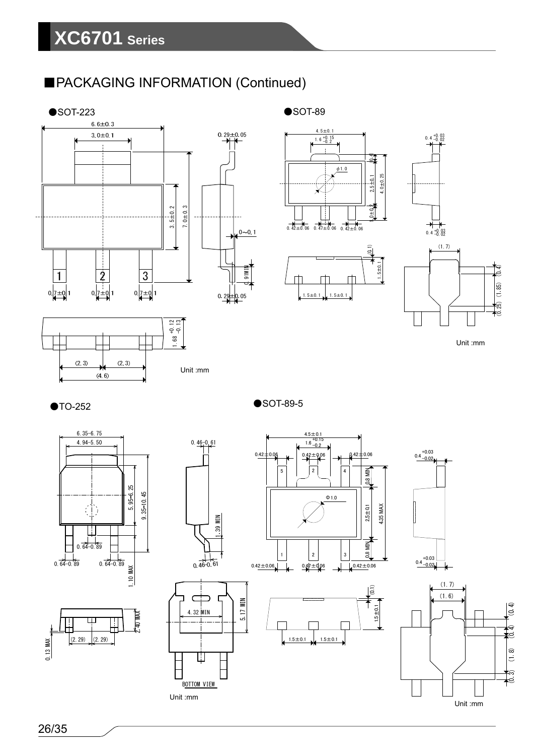## ■PACKAGING INFORMATION (Continued)

●SOT-223

6.6±0.3
3.0±0.1
0.29±0.05
3.5±0.2
7.0±0.3
0~0.1
0.91MIN
0.7±0.1　0.7±0.1　0.7±0.1
0.29±0.05
1.68 +0.12 −0.13
(2.3)　(2.3)
(4.6)

Unit :mm

●SOT-89

4.5±0.1
1.6 +0.15 −0.2
0.4 +0.03 −0.02
φ1.0
(0.4)
2.5±0.1
4.0±0.25
1.0±0.2
0.42±0.06　0.47±0.06　0.42±0.06
0.4 +0.03 −0.02
(0.1)
1.5±0.1
1.5±0.1　1.5±0.1
(1.7)
(0.4)
(1.85)
(0.25)

Unit :mm

●TO-252

6.35-6.75
4.94-5.50
0.46-0.61
5.95-6.25
9.35-10.45
1.39 MIN
0.64-0.89
0.64-0.89　0.64-0.89
0.46-0.61
1.10 MAX
4.32 MIN
5.17 MIN
2.40 MAX
0.13 MAX
(2.29)　(2.29)
BOTTOM VIEW

Unit :mm

●SOT-89-5

4.5±0.1
1.6 +0.15 −0.2
0.42±0.06　0.42±0.06　0.42±0.06
0.4 +0.03 −0.02
0.8 MIN
Φ1.0
2.5±0.1
4.35 MAX
0.8 MIN
0.4 +0.03 −0.02
0.42±0.06　0.47±0.06　0.42±0.06
(0.1)
1.5±0.1
1.5±0.1　1.5±0.1
(1.7)
(1.6)
(0.4)
(0.4)
(1.8)
(0.3)

Unit :mm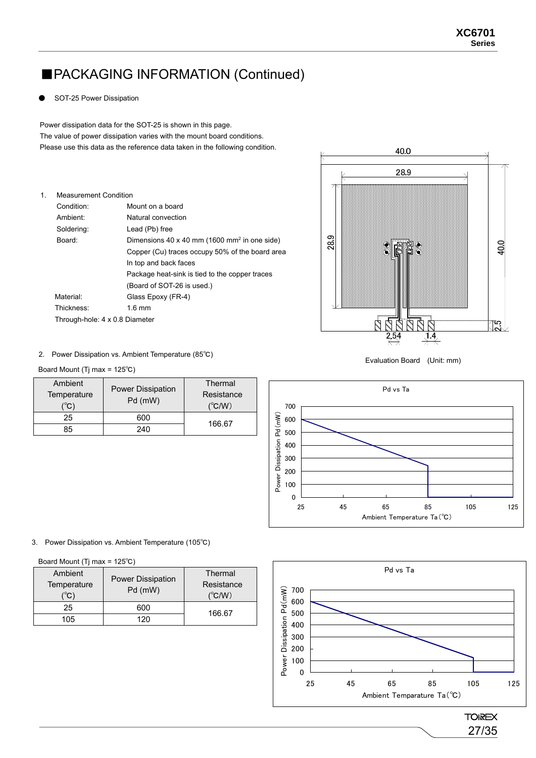# ■PACKAGING INFORMATION (Continued)

● SOT-25 Power Dissipation

Power dissipation data for the SOT-25 is shown in this page.
The value of power dissipation varies with the mount board conditions.
Please use this data as the reference data taken in the following condition.

1. Measurement Condition

| | |
|---|---|
| Condition: | Mount on a board |
| Ambient: | Natural convection |
| Soldering: | Lead (Pb) free |
| Board: | Dimensions 40 x 40 mm (1600 mm$^2$ in one side) |
| | Copper (Cu) traces occupy 50% of the board area |
| | In top and back faces |
| | Package heat-sink is tied to the copper traces |
| | (Board of SOT-26 is used.) |
| Material: | Glass Epoxy (FR-4) |
| Thickness: | 1.6 mm |
| Through-hole: | 4 x 0.8 Diameter |

Evaluation Board (Unit: mm)

2. Power Dissipation vs. Ambient Temperature (85℃)

Board Mount (Tj max = 125℃)

| Ambient Temperature (℃) | Power Dissipation Pd (mW) | Thermal Resistance (℃/W) |
|---|---|---|
| 25 | 600 | 166.67 |
| 85 | 240 | |

3. Power Dissipation vs. Ambient Temperature (105℃)

Board Mount (Tj max = 125℃)

| Ambient Temperature (℃) | Power Dissipation Pd (mW) | Thermal Resistance (℃/W) |
|---|---|---|
| 25 | 600 | 166.67 |
| 105 | 120 | |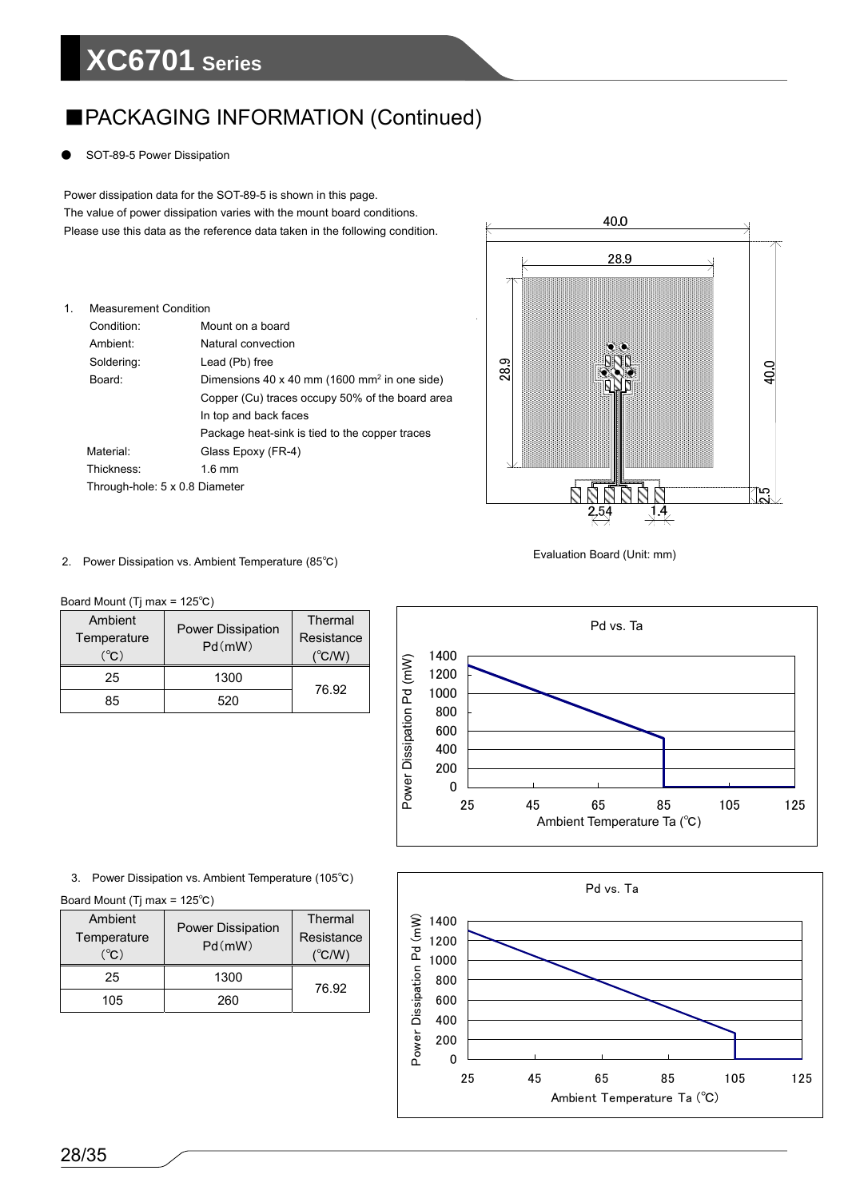## ■PACKAGING INFORMATION (Continued)

● SOT-89-5 Power Dissipation

Power dissipation data for the SOT-89-5 is shown in this page.
The value of power dissipation varies with the mount board conditions.
Please use this data as the reference data taken in the following condition.

1. Measurement Condition

| | |
|---|---|
| Condition: | Mount on a board |
| Ambient: | Natural convection |
| Soldering: | Lead (Pb) free |
| Board: | Dimensions 40 x 40 mm (1600 mm$^2$ in one side) |
| | Copper (Cu) traces occupy 50% of the board area |
| | In top and back faces |
| | Package heat-sink is tied to the copper traces |
| Material: | Glass Epoxy (FR-4) |
| Thickness: | 1.6 mm |
| Through-hole: 5 x 0.8 Diameter | |

Evaluation Board (Unit: mm)

2. Power Dissipation vs. Ambient Temperature (85℃)

Board Mount (Tj max = 125℃)

| Ambient Temperature (℃) | Power Dissipation Pd (mW) | Thermal Resistance (℃/W) |
|---|---|---|
| 25 | 1300 | 76.92 |
| 85 | 520 | |

3. Power Dissipation vs. Ambient Temperature (105℃)

Board Mount (Tj max = 125℃)

| Ambient Temperature (℃) | Power Dissipation Pd (mW) | Thermal Resistance (℃/W) |
|---|---|---|
| 25 | 1300 | 76.92 |
| 105 | 260 | |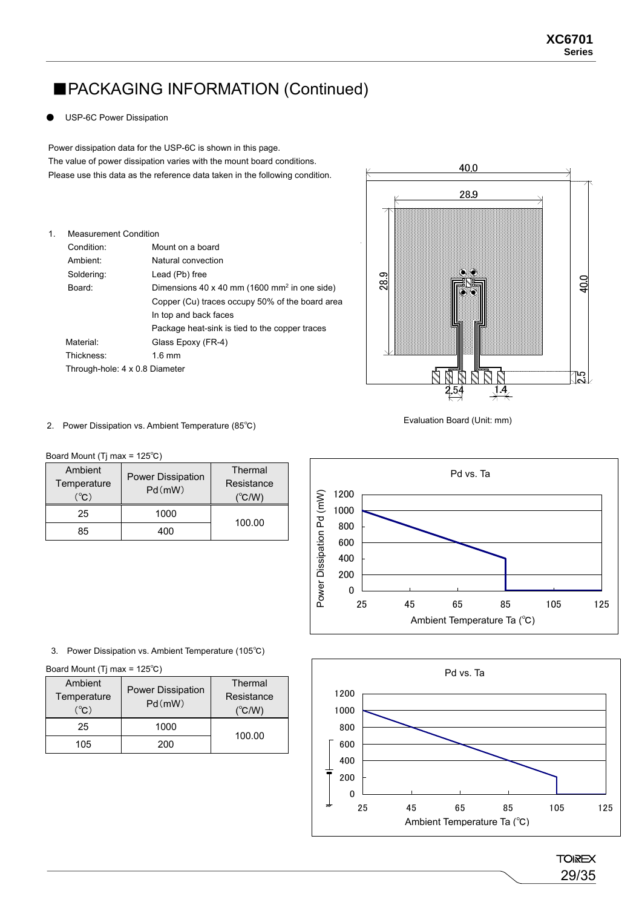# ■PACKAGING INFORMATION (Continued)

● USP-6C Power Dissipation

Power dissipation data for the USP-6C is shown in this page.
The value of power dissipation varies with the mount board conditions.
Please use this data as the reference data taken in the following condition.

1. Measurement Condition

| | |
|---|---|
| Condition: | Mount on a board |
| Ambient: | Natural convection |
| Soldering: | Lead (Pb) free |
| Board: | Dimensions 40 x 40 mm (1600 $mm^2$ in one side) |
| | Copper (Cu) traces occupy 50% of the board area |
| | In top and back faces |
| | Package heat-sink is tied to the copper traces |
| Material: | Glass Epoxy (FR-4) |
| Thickness: | 1.6 mm |
| Through-hole: | 4 x 0.8 Diameter |

Evaluation Board (Unit: mm)

2. Power Dissipation vs. Ambient Temperature (85℃)

Board Mount (Tj max = 125℃)

| Ambient Temperature (℃) | Power Dissipation Pd (mW) | Thermal Resistance (℃/W) |
|---|---|---|
| 25 | 1000 | 100.00 |
| 85 | 400 | |

3. Power Dissipation vs. Ambient Temperature (105℃)

Board Mount (Tj max = 125℃)

| Ambient Temperature (℃) | Power Dissipation Pd (mW) | Thermal Resistance (℃/W) |
|---|---|---|
| 25 | 1000 | 100.00 |
| 105 | 200 | |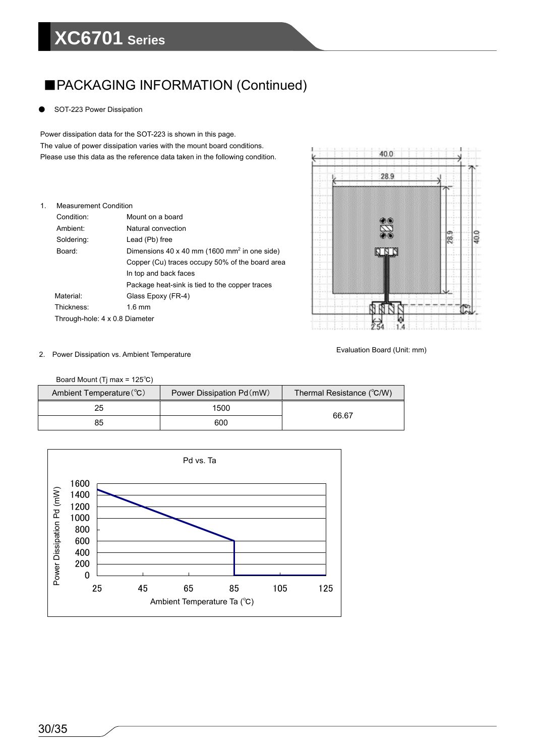## ■PACKAGING INFORMATION (Continued)

- SOT-223 Power Dissipation

Power dissipation data for the SOT-223 is shown in this page.
The value of power dissipation varies with the mount board conditions.
Please use this data as the reference data taken in the following condition.

1. Measurement Condition

| | |
|---|---|
| Condition: | Mount on a board |
| Ambient: | Natural convection |
| Soldering: | Lead (Pb) free |
| Board: | Dimensions 40 x 40 mm (1600 $mm^2$ in one side) |
| | Copper (Cu) traces occupy 50% of the board area |
| | In top and back faces |
| | Package heat-sink is tied to the copper traces |
| Material: | Glass Epoxy (FR-4) |
| Thickness: | 1.6 mm |
| Through-hole: 4 x 0.8 Diameter | |

Evaluation Board (Unit: mm)

2. Power Dissipation vs. Ambient Temperature

Board Mount (Tj max = 125℃)

| Ambient Temperature(℃) | Power Dissipation Pd(mW) | Thermal Resistance (℃/W) |
|---|---|---|
| 25 | 1500 | 66.67 |
| 85 | 600 | |

Pd vs. Ta

Power Dissipation Pd (mW)

Ambient Temperature Ta (℃)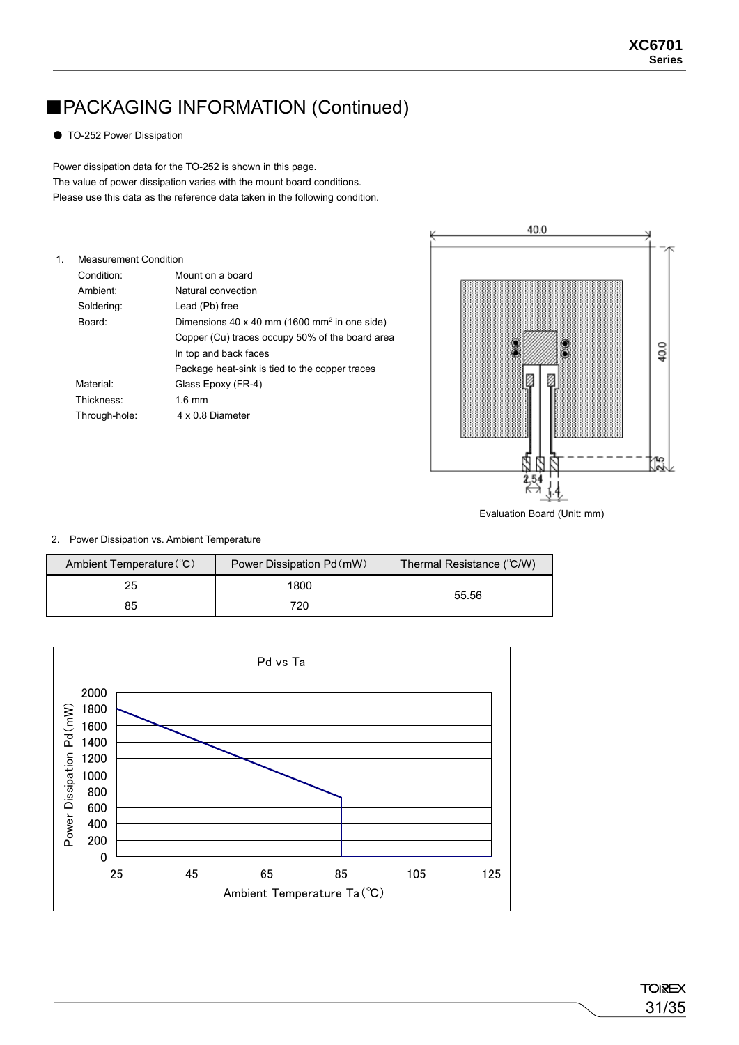## ■PACKAGING INFORMATION (Continued)

● TO-252 Power Dissipation

Power dissipation data for the TO-252 is shown in this page.
The value of power dissipation varies with the mount board conditions.
Please use this data as the reference data taken in the following condition.

1. Measurement Condition

| | |
|---|---|
| Condition: | Mount on a board |
| Ambient: | Natural convection |
| Soldering: | Lead (Pb) free |
| Board: | Dimensions 40 x 40 mm (1600 $mm^2$ in one side) |
| | Copper (Cu) traces occupy 50% of the board area |
| | In top and back faces |
| | Package heat-sink is tied to the copper traces |
| Material: | Glass Epoxy (FR-4) |
| Thickness: | 1.6 mm |
| Through-hole: | 4 x 0.8 Diameter |

Evaluation Board (Unit: mm)

2. Power Dissipation vs. Ambient Temperature

| Ambient Temperature(℃) | Power Dissipation Pd(mW) | Thermal Resistance (℃/W) |
|---|---|---|
| 25 | 1800 | 55.56 |
| 85 | 720 | |

Pd vs Ta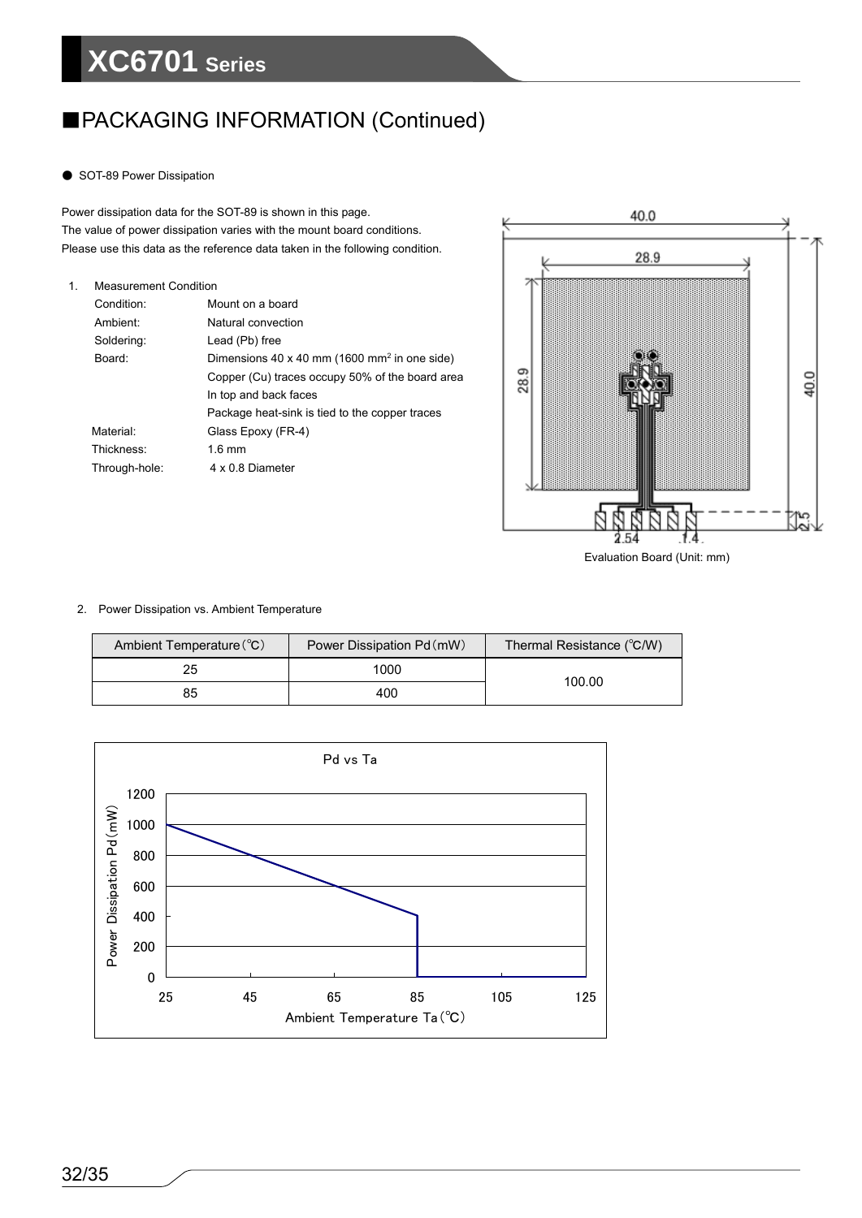## ■PACKAGING INFORMATION (Continued)

● SOT-89 Power Dissipation

Power dissipation data for the SOT-89 is shown in this page.
The value of power dissipation varies with the mount board conditions.
Please use this data as the reference data taken in the following condition.

1. Measurement Condition

| | |
|---|---|
| Condition: | Mount on a board |
| Ambient: | Natural convection |
| Soldering: | Lead (Pb) free |
| Board: | Dimensions 40 x 40 mm (1600 mm$^2$ in one side) |
| | Copper (Cu) traces occupy 50% of the board area |
| | In top and back faces |
| | Package heat-sink is tied to the copper traces |
| Material: | Glass Epoxy (FR-4) |
| Thickness: | 1.6 mm |
| Through-hole: | 4 x 0.8 Diameter |

Evaluation Board (Unit: mm)

2. Power Dissipation vs. Ambient Temperature

| Ambient Temperature(℃) | Power Dissipation Pd(mW) | Thermal Resistance (℃/W) |
|---|---|---|
| 25 | 1000 | 100.00 |
| 85 | 400 | |

Pd vs Ta

Power Dissipation Pd(mW)

Ambient Temperature Ta(℃)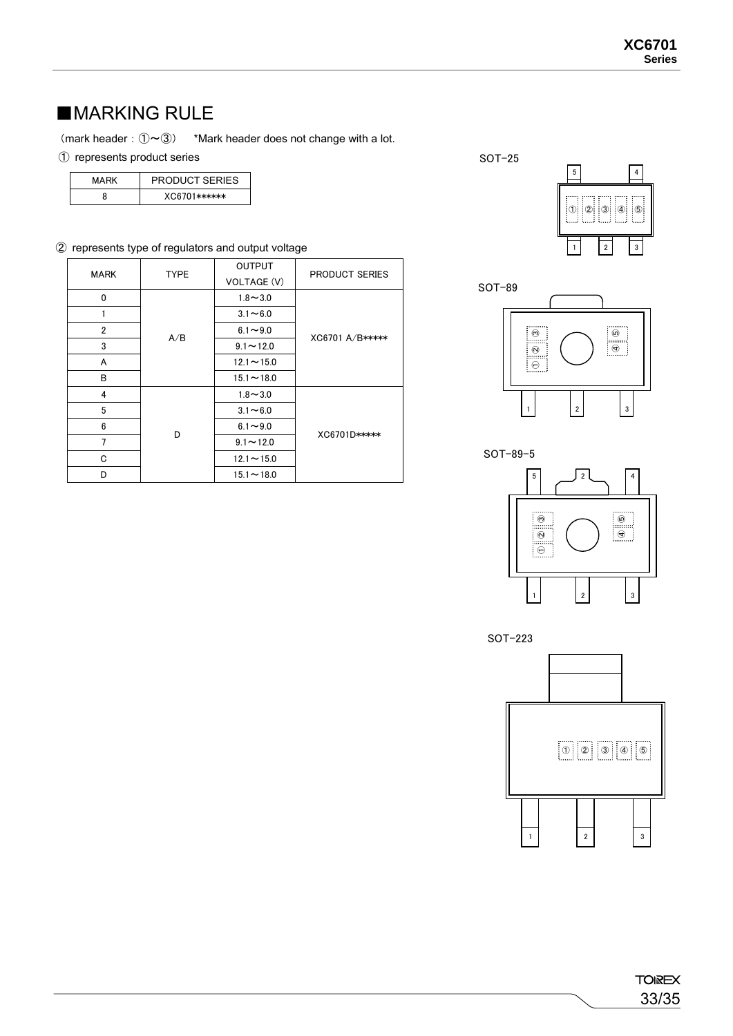## ■MARKING RULE

(mark header : ①～③)　*Mark header does not change with a lot.

① represents product series

| MARK | PRODUCT SERIES |
|---|---|
| 8 | XC6701****** |

② represents type of regulators and output voltage

| MARK | TYPE | OUTPUT VOLTAGE (V) | PRODUCT SERIES |
|---|---|---|---|
| 0 | A/B | 1.8～3.0 | XC6701 A/B***** |
| 1 | | 3.1～6.0 | |
| 2 | | 6.1～9.0 | |
| 3 | | 9.1～12.0 | |
| A | | 12.1～15.0 | |
| B | | 15.1～18.0 | |
| 4 | D | 1.8～3.0 | XC6701D***** |
| 5 | | 3.1～6.0 | |
| 6 | | 6.1～9.0 | |
| 7 | | 9.1～12.0 | |
| C | | 12.1～15.0 | |
| D | | 15.1～18.0 | |

SOT-25

SOT-89

SOT-89-5

SOT-223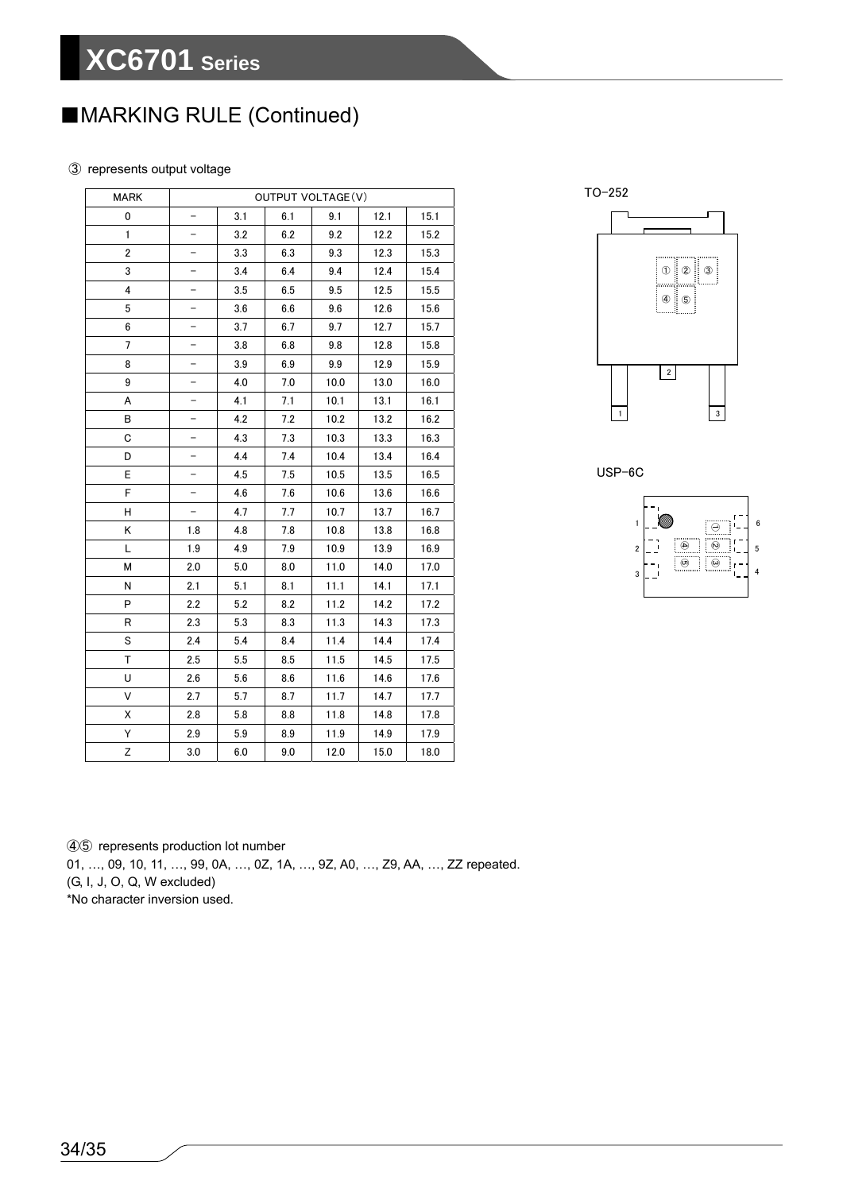## ■MARKING RULE (Continued)

③ represents output voltage

| MARK | OUTPUT VOLTAGE(V) | | | | | |
|---|---|---|---|---|---|---|
| 0 | – | 3.1 | 6.1 | 9.1 | 12.1 | 15.1 |
| 1 | – | 3.2 | 6.2 | 9.2 | 12.2 | 15.2 |
| 2 | – | 3.3 | 6.3 | 9.3 | 12.3 | 15.3 |
| 3 | – | 3.4 | 6.4 | 9.4 | 12.4 | 15.4 |
| 4 | – | 3.5 | 6.5 | 9.5 | 12.5 | 15.5 |
| 5 | – | 3.6 | 6.6 | 9.6 | 12.6 | 15.6 |
| 6 | – | 3.7 | 6.7 | 9.7 | 12.7 | 15.7 |
| 7 | – | 3.8 | 6.8 | 9.8 | 12.8 | 15.8 |
| 8 | – | 3.9 | 6.9 | 9.9 | 12.9 | 15.9 |
| 9 | – | 4.0 | 7.0 | 10.0 | 13.0 | 16.0 |
| A | – | 4.1 | 7.1 | 10.1 | 13.1 | 16.1 |
| B | – | 4.2 | 7.2 | 10.2 | 13.2 | 16.2 |
| C | – | 4.3 | 7.3 | 10.3 | 13.3 | 16.3 |
| D | – | 4.4 | 7.4 | 10.4 | 13.4 | 16.4 |
| E | – | 4.5 | 7.5 | 10.5 | 13.5 | 16.5 |
| F | – | 4.6 | 7.6 | 10.6 | 13.6 | 16.6 |
| H | – | 4.7 | 7.7 | 10.7 | 13.7 | 16.7 |
| K | 1.8 | 4.8 | 7.8 | 10.8 | 13.8 | 16.8 |
| L | 1.9 | 4.9 | 7.9 | 10.9 | 13.9 | 16.9 |
| M | 2.0 | 5.0 | 8.0 | 11.0 | 14.0 | 17.0 |
| N | 2.1 | 5.1 | 8.1 | 11.1 | 14.1 | 17.1 |
| P | 2.2 | 5.2 | 8.2 | 11.2 | 14.2 | 17.2 |
| R | 2.3 | 5.3 | 8.3 | 11.3 | 14.3 | 17.3 |
| S | 2.4 | 5.4 | 8.4 | 11.4 | 14.4 | 17.4 |
| T | 2.5 | 5.5 | 8.5 | 11.5 | 14.5 | 17.5 |
| U | 2.6 | 5.6 | 8.6 | 11.6 | 14.6 | 17.6 |
| V | 2.7 | 5.7 | 8.7 | 11.7 | 14.7 | 17.7 |
| X | 2.8 | 5.8 | 8.8 | 11.8 | 14.8 | 17.8 |
| Y | 2.9 | 5.9 | 8.9 | 11.9 | 14.9 | 17.9 |
| Z | 3.0 | 6.0 | 9.0 | 12.0 | 15.0 | 18.0 |

TO-252

USP-6C

④⑤ represents production lot number

01, …, 09, 10, 11, …, 99, 0A, …, 0Z, 1A, …, 9Z, A0, …, Z9, AA, …, ZZ repeated.

(G, I, J, O, Q, W excluded)

*No character inversion used.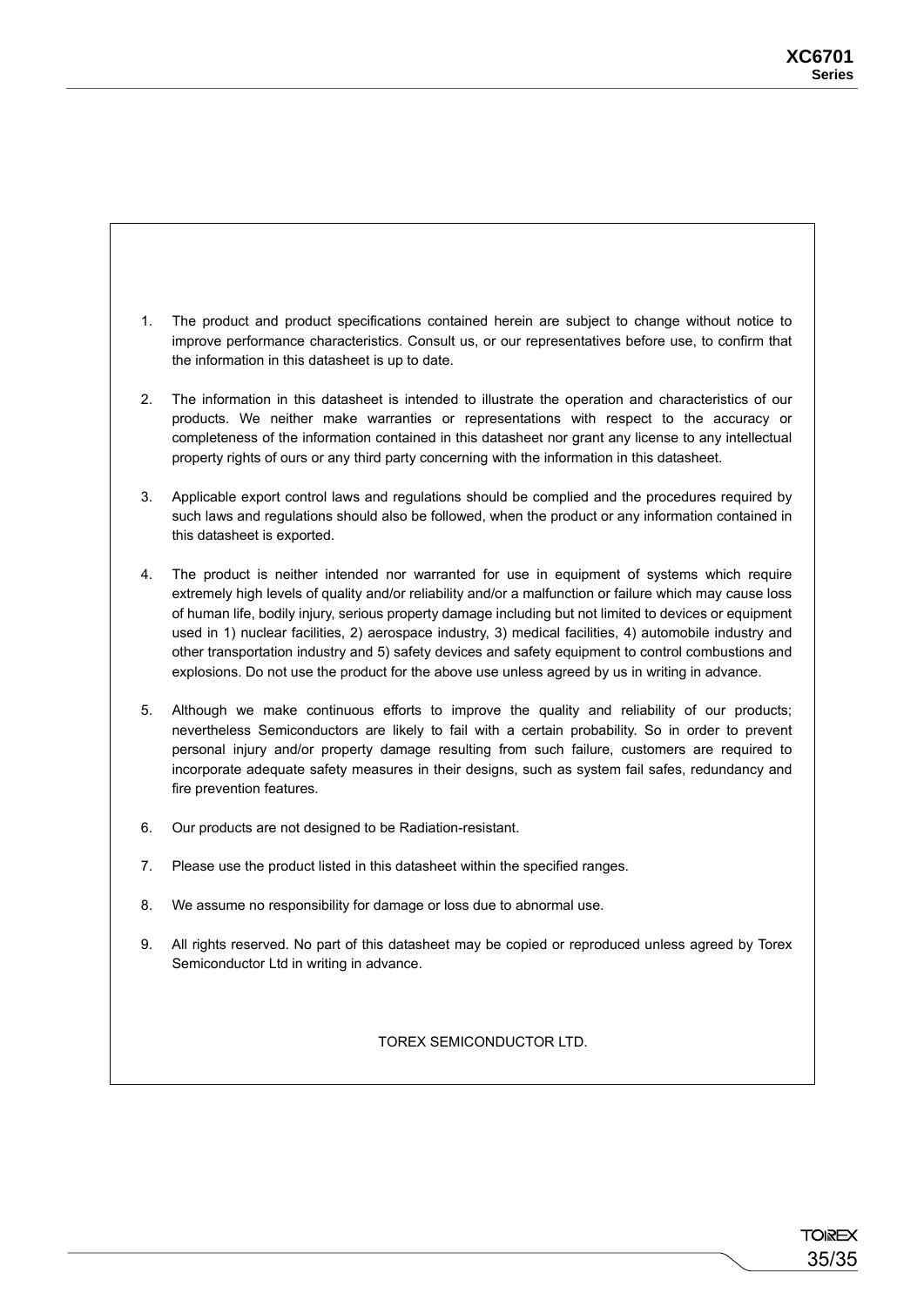1. The product and product specifications contained herein are subject to change without notice to improve performance characteristics. Consult us, or our representatives before use, to confirm that the information in this datasheet is up to date.

2. The information in this datasheet is intended to illustrate the operation and characteristics of our products. We neither make warranties or representations with respect to the accuracy or completeness of the information contained in this datasheet nor grant any license to any intellectual property rights of ours or any third party concerning with the information in this datasheet.

3. Applicable export control laws and regulations should be complied and the procedures required by such laws and regulations should also be followed, when the product or any information contained in this datasheet is exported.

4. The product is neither intended nor warranted for use in equipment of systems which require extremely high levels of quality and/or reliability and/or a malfunction or failure which may cause loss of human life, bodily injury, serious property damage including but not limited to devices or equipment used in 1) nuclear facilities, 2) aerospace industry, 3) medical facilities, 4) automobile industry and other transportation industry and 5) safety devices and safety equipment to control combustions and explosions. Do not use the product for the above use unless agreed by us in writing in advance.

5. Although we make continuous efforts to improve the quality and reliability of our products; nevertheless Semiconductors are likely to fail with a certain probability. So in order to prevent personal injury and/or property damage resulting from such failure, customers are required to incorporate adequate safety measures in their designs, such as system fail safes, redundancy and fire prevention features.

6. Our products are not designed to be Radiation-resistant.

7. Please use the product listed in this datasheet within the specified ranges.

8. We assume no responsibility for damage or loss due to abnormal use.

9. All rights reserved. No part of this datasheet may be copied or reproduced unless agreed by Torex Semiconductor Ltd in writing in advance.

TOREX SEMICONDUCTOR LTD.